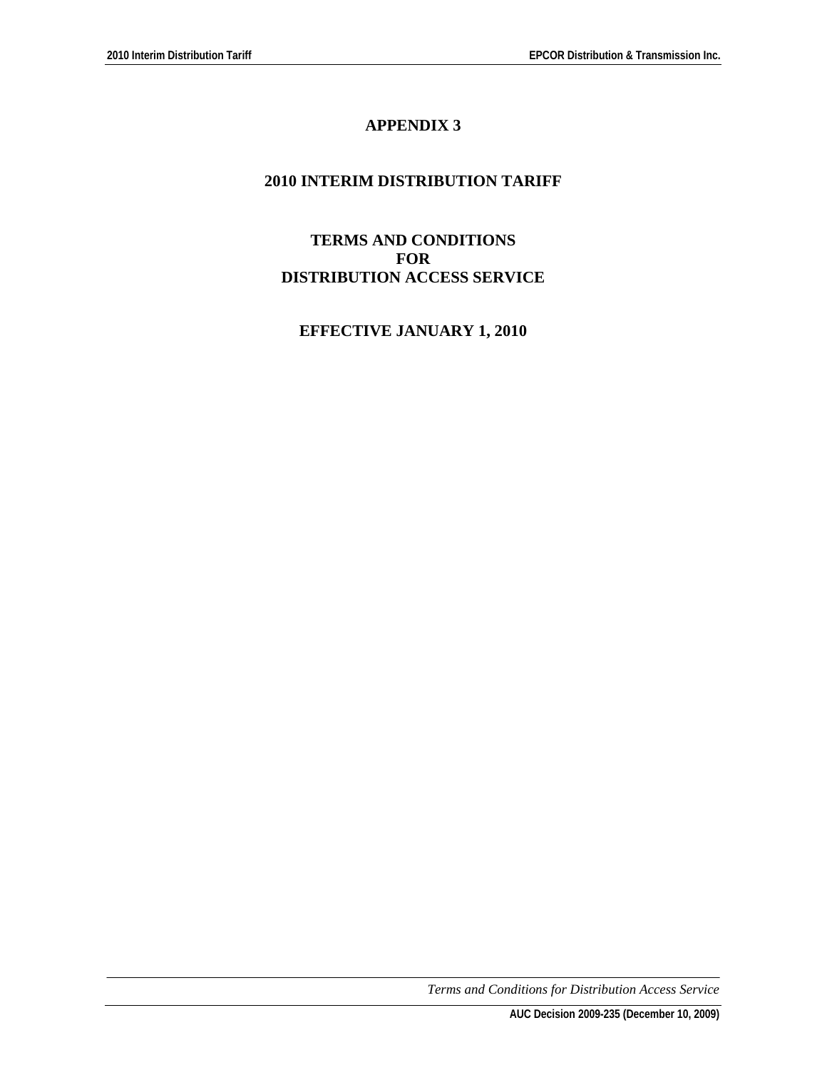# APPENDIX 3

## 2010 INTERIM DISTRIBUTION TARIFF

## TERMS AND CONDITIONS
## FOR
## DISTRIBUTION ACCESS SERVICE

## EFFECTIVE JANUARY 1, 2010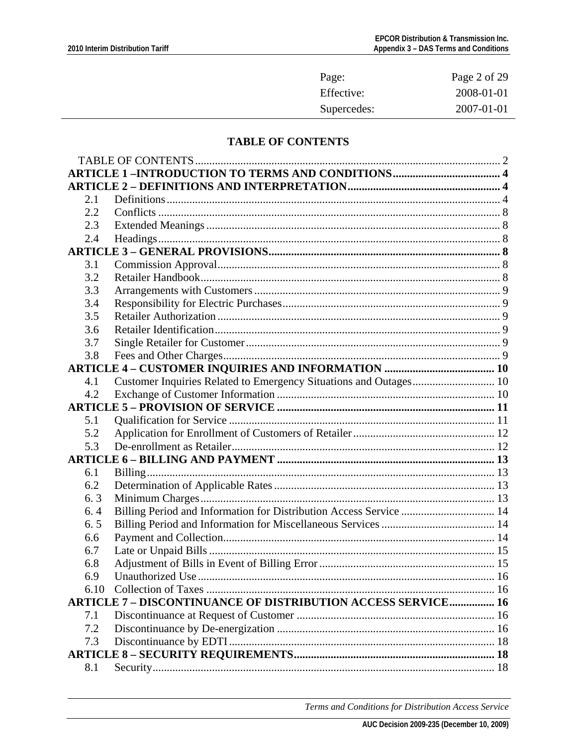| Page: | Page 2 of 29 |
| --- | --- |
| Effective: | 2008-01-01 |
| Supercedes: | 2007-01-01 |

## TABLE OF CONTENTS

TABLE OF CONTENTS ........ 2

**ARTICLE 1 –INTRODUCTION TO TERMS AND CONDITIONS ........ 4**

**ARTICLE 2 – DEFINITIONS AND INTERPRETATION ........ 4**

- 2.1 Definitions ........ 4
- 2.2 Conflicts ........ 8
- 2.3 Extended Meanings ........ 8
- 2.4 Headings ........ 8

**ARTICLE 3 – GENERAL PROVISIONS ........ 8**

- 3.1 Commission Approval ........ 8
- 3.2 Retailer Handbook ........ 8
- 3.3 Arrangements with Customers ........ 9
- 3.4 Responsibility for Electric Purchases ........ 9
- 3.5 Retailer Authorization ........ 9
- 3.6 Retailer Identification ........ 9
- 3.7 Single Retailer for Customer ........ 9
- 3.8 Fees and Other Charges ........ 9

**ARTICLE 4 – CUSTOMER INQUIRIES AND INFORMATION ........ 10**

- 4.1 Customer Inquiries Related to Emergency Situations and Outages ........ 10
- 4.2 Exchange of Customer Information ........ 10

**ARTICLE 5 – PROVISION OF SERVICE ........ 11**

- 5.1 Qualification for Service ........ 11
- 5.2 Application for Enrollment of Customers of Retailer ........ 12
- 5.3 De-enrollment as Retailer ........ 12

**ARTICLE 6 – BILLING AND PAYMENT ........ 13**

- 6.1 Billing ........ 13
- 6.2 Determination of Applicable Rates ........ 13
- 6. 3 Minimum Charges ........ 13
- 6. 4 Billing Period and Information for Distribution Access Service ........ 14
- 6. 5 Billing Period and Information for Miscellaneous Services ........ 14
- 6.6 Payment and Collection ........ 14
- 6.7 Late or Unpaid Bills ........ 15
- 6.8 Adjustment of Bills in Event of Billing Error ........ 15
- 6.9 Unauthorized Use ........ 16
- 6.10 Collection of Taxes ........ 16

**ARTICLE 7 – DISCONTINUANCE OF DISTRIBUTION ACCESS SERVICE ........ 16**

- 7.1 Discontinuance at Request of Customer ........ 16
- 7.2 Discontinuance by De-energization ........ 16
- 7.3 Discontinuance by EDTI ........ 18

**ARTICLE 8 – SECURITY REQUIREMENTS ........ 18**

- 8.1 Security ........ 18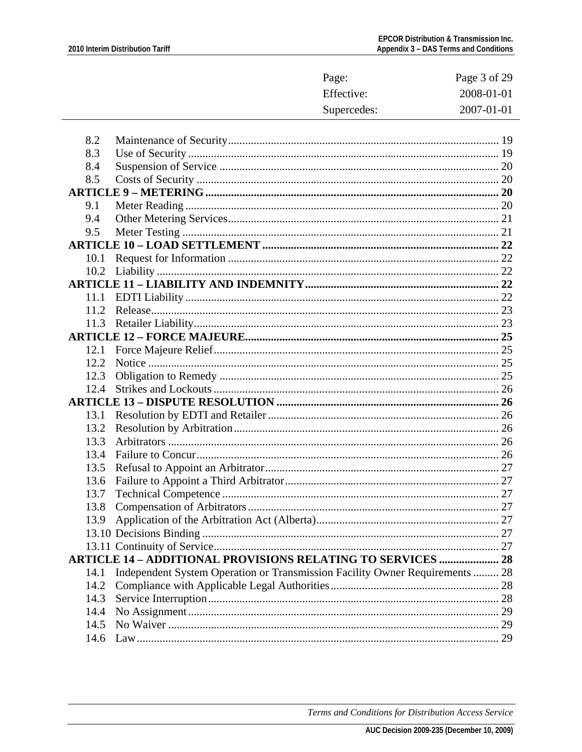| | | |
|---|---|---|
| 8.2 | Maintenance of Security | 19 |
| 8.3 | Use of Security | 19 |
| 8.4 | Suspension of Service | 20 |
| 8.5 | Costs of Security | 20 |
| **ARTICLE 9 – METERING** | | **20** |
| 9.1 | Meter Reading | 20 |
| 9.4 | Other Metering Services | 21 |
| 9.5 | Meter Testing | 21 |
| **ARTICLE 10 – LOAD SETTLEMENT** | | **22** |
| 10.1 | Request for Information | 22 |
| 10.2 | Liability | 22 |
| **ARTICLE 11 – LIABILITY AND INDEMNITY** | | **22** |
| 11.1 | EDTI Liability | 22 |
| 11.2 | Release | 23 |
| 11.3 | Retailer Liability | 23 |
| **ARTICLE 12 – FORCE MAJEURE** | | **25** |
| 12.1 | Force Majeure Relief | 25 |
| 12.2 | Notice | 25 |
| 12.3 | Obligation to Remedy | 25 |
| 12.4 | Strikes and Lockouts | 26 |
| **ARTICLE 13 – DISPUTE RESOLUTION** | | **26** |
| 13.1 | Resolution by EDTI and Retailer | 26 |
| 13.2 | Resolution by Arbitration | 26 |
| 13.3 | Arbitrators | 26 |
| 13.4 | Failure to Concur | 26 |
| 13.5 | Refusal to Appoint an Arbitrator | 27 |
| 13.6 | Failure to Appoint a Third Arbitrator | 27 |
| 13.7 | Technical Competence | 27 |
| 13.8 | Compensation of Arbitrators | 27 |
| 13.9 | Application of the Arbitration Act (Alberta) | 27 |
| 13.10 | Decisions Binding | 27 |
| 13.11 | Continuity of Service | 27 |
| **ARTICLE 14 – ADDITIONAL PROVISIONS RELATING TO SERVICES** | | **28** |
| 14.1 | Independent System Operation or Transmission Facility Owner Requirements | 28 |
| 14.2 | Compliance with Applicable Legal Authorities | 28 |
| 14.3 | Service Interruption | 28 |
| 14.4 | No Assignment | 29 |
| 14.5 | No Waiver | 29 |
| 14.6 | Law | 29 |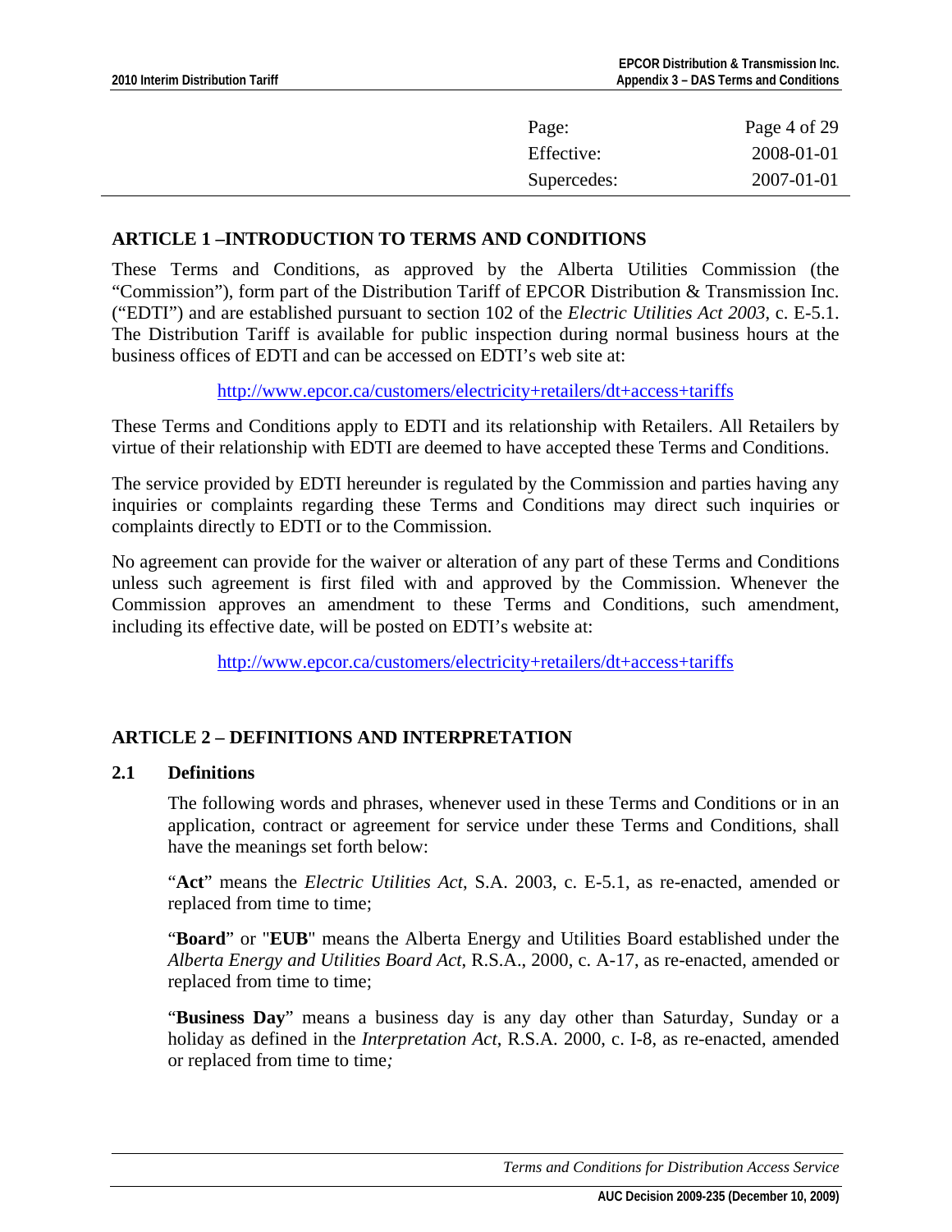## ARTICLE 1 –INTRODUCTION TO TERMS AND CONDITIONS

These Terms and Conditions, as approved by the Alberta Utilities Commission (the "Commission"), form part of the Distribution Tariff of EPCOR Distribution & Transmission Inc. ("EDTI") and are established pursuant to section 102 of the *Electric Utilities Act 2003*, c. E-5.1. The Distribution Tariff is available for public inspection during normal business hours at the business offices of EDTI and can be accessed on EDTI's web site at:

http://www.epcor.ca/customers/electricity+retailers/dt+access+tariffs

These Terms and Conditions apply to EDTI and its relationship with Retailers. All Retailers by virtue of their relationship with EDTI are deemed to have accepted these Terms and Conditions.

The service provided by EDTI hereunder is regulated by the Commission and parties having any inquiries or complaints regarding these Terms and Conditions may direct such inquiries or complaints directly to EDTI or to the Commission.

No agreement can provide for the waiver or alteration of any part of these Terms and Conditions unless such agreement is first filed with and approved by the Commission. Whenever the Commission approves an amendment to these Terms and Conditions, such amendment, including its effective date, will be posted on EDTI's website at:

http://www.epcor.ca/customers/electricity+retailers/dt+access+tariffs

## ARTICLE 2 – DEFINITIONS AND INTERPRETATION

### 2.1 Definitions

The following words and phrases, whenever used in these Terms and Conditions or in an application, contract or agreement for service under these Terms and Conditions, shall have the meanings set forth below:

"**Act**" means the *Electric Utilities Act*, S.A. 2003, c. E-5.1, as re-enacted, amended or replaced from time to time;

"**Board**" or "**EUB**" means the Alberta Energy and Utilities Board established under the *Alberta Energy and Utilities Board Act*, R.S.A., 2000, c. A-17, as re-enacted, amended or replaced from time to time;

"**Business Day**" means a business day is any day other than Saturday, Sunday or a holiday as defined in the *Interpretation Act*, R.S.A. 2000, c. I-8, as re-enacted, amended or replaced from time to time*;*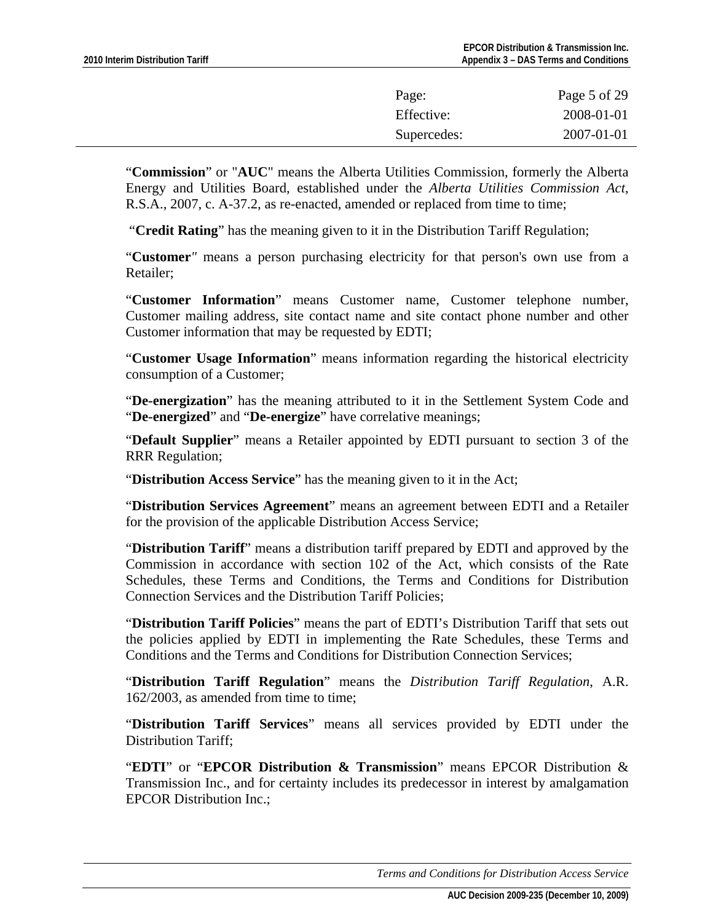"**Commission**" or "**AUC**" means the Alberta Utilities Commission, formerly the Alberta Energy and Utilities Board, established under the *Alberta Utilities Commission Act*, R.S.A., 2007, c. A-37.2, as re-enacted, amended or replaced from time to time;

"**Credit Rating**" has the meaning given to it in the Distribution Tariff Regulation;

"**Customer**" means a person purchasing electricity for that person's own use from a Retailer;

"**Customer Information**" means Customer name, Customer telephone number, Customer mailing address, site contact name and site contact phone number and other Customer information that may be requested by EDTI;

"**Customer Usage Information**" means information regarding the historical electricity consumption of a Customer;

"**De-energization**" has the meaning attributed to it in the Settlement System Code and "**De-energized**" and "**De-energize**" have correlative meanings;

"**Default Supplier**" means a Retailer appointed by EDTI pursuant to section 3 of the RRR Regulation;

"**Distribution Access Service**" has the meaning given to it in the Act;

"**Distribution Services Agreement**" means an agreement between EDTI and a Retailer for the provision of the applicable Distribution Access Service;

"**Distribution Tariff**" means a distribution tariff prepared by EDTI and approved by the Commission in accordance with section 102 of the Act, which consists of the Rate Schedules, these Terms and Conditions, the Terms and Conditions for Distribution Connection Services and the Distribution Tariff Policies;

"**Distribution Tariff Policies**" means the part of EDTI's Distribution Tariff that sets out the policies applied by EDTI in implementing the Rate Schedules, these Terms and Conditions and the Terms and Conditions for Distribution Connection Services;

"**Distribution Tariff Regulation**" means the *Distribution Tariff Regulation*, A.R. 162/2003, as amended from time to time;

"**Distribution Tariff Services**" means all services provided by EDTI under the Distribution Tariff;

"**EDTI**" or "**EPCOR Distribution & Transmission**" means EPCOR Distribution & Transmission Inc., and for certainty includes its predecessor in interest by amalgamation EPCOR Distribution Inc.;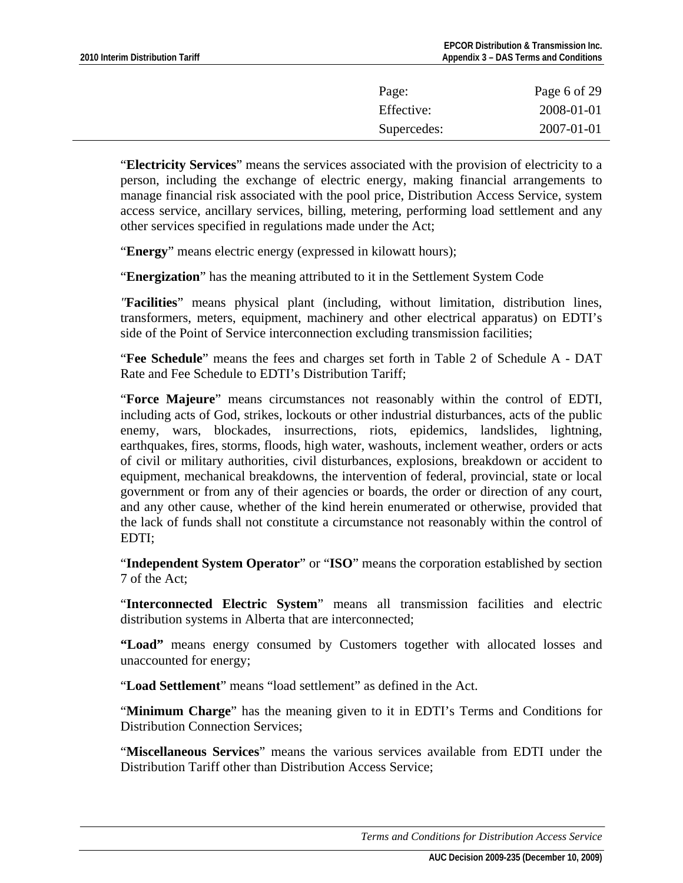"**Electricity Services**" means the services associated with the provision of electricity to a person, including the exchange of electric energy, making financial arrangements to manage financial risk associated with the pool price, Distribution Access Service, system access service, ancillary services, billing, metering, performing load settlement and any other services specified in regulations made under the Act;

"**Energy**" means electric energy (expressed in kilowatt hours);

"**Energization**" has the meaning attributed to it in the Settlement System Code

*"***Facilities**" means physical plant (including, without limitation, distribution lines, transformers, meters, equipment, machinery and other electrical apparatus) on EDTI's side of the Point of Service interconnection excluding transmission facilities;

"**Fee Schedule**" means the fees and charges set forth in Table 2 of Schedule A - DAT Rate and Fee Schedule to EDTI's Distribution Tariff;

"**Force Majeure**" means circumstances not reasonably within the control of EDTI, including acts of God, strikes, lockouts or other industrial disturbances, acts of the public enemy, wars, blockades, insurrections, riots, epidemics, landslides, lightning, earthquakes, fires, storms, floods, high water, washouts, inclement weather, orders or acts of civil or military authorities, civil disturbances, explosions, breakdown or accident to equipment, mechanical breakdowns, the intervention of federal, provincial, state or local government or from any of their agencies or boards, the order or direction of any court, and any other cause, whether of the kind herein enumerated or otherwise, provided that the lack of funds shall not constitute a circumstance not reasonably within the control of EDTI;

"**Independent System Operator**" or "**ISO**" means the corporation established by section 7 of the Act;

"**Interconnected Electric System**" means all transmission facilities and electric distribution systems in Alberta that are interconnected;

**"Load"** means energy consumed by Customers together with allocated losses and unaccounted for energy;

"**Load Settlement**" means "load settlement" as defined in the Act.

"**Minimum Charge**" has the meaning given to it in EDTI's Terms and Conditions for Distribution Connection Services;

"**Miscellaneous Services**" means the various services available from EDTI under the Distribution Tariff other than Distribution Access Service;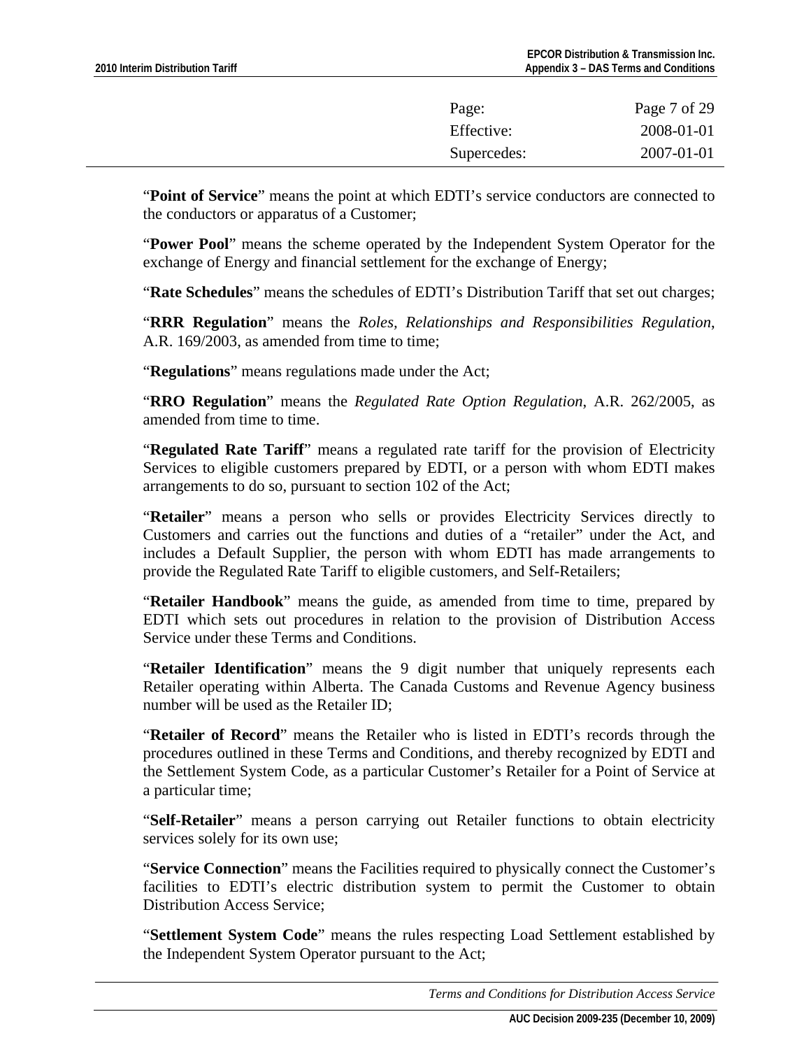"**Point of Service**" means the point at which EDTI's service conductors are connected to the conductors or apparatus of a Customer;

"**Power Pool**" means the scheme operated by the Independent System Operator for the exchange of Energy and financial settlement for the exchange of Energy;

"**Rate Schedules**" means the schedules of EDTI's Distribution Tariff that set out charges;

"**RRR Regulation**" means the *Roles, Relationships and Responsibilities Regulation*, A.R. 169/2003, as amended from time to time;

"**Regulations**" means regulations made under the Act;

"**RRO Regulation**" means the *Regulated Rate Option Regulation*, A.R. 262/2005, as amended from time to time.

"**Regulated Rate Tariff**" means a regulated rate tariff for the provision of Electricity Services to eligible customers prepared by EDTI, or a person with whom EDTI makes arrangements to do so, pursuant to section 102 of the Act;

"**Retailer**" means a person who sells or provides Electricity Services directly to Customers and carries out the functions and duties of a "retailer" under the Act, and includes a Default Supplier, the person with whom EDTI has made arrangements to provide the Regulated Rate Tariff to eligible customers, and Self-Retailers;

"**Retailer Handbook**" means the guide, as amended from time to time, prepared by EDTI which sets out procedures in relation to the provision of Distribution Access Service under these Terms and Conditions.

"**Retailer Identification**" means the 9 digit number that uniquely represents each Retailer operating within Alberta. The Canada Customs and Revenue Agency business number will be used as the Retailer ID;

"**Retailer of Record**" means the Retailer who is listed in EDTI's records through the procedures outlined in these Terms and Conditions, and thereby recognized by EDTI and the Settlement System Code, as a particular Customer's Retailer for a Point of Service at a particular time;

"**Self-Retailer**" means a person carrying out Retailer functions to obtain electricity services solely for its own use;

"**Service Connection**" means the Facilities required to physically connect the Customer's facilities to EDTI's electric distribution system to permit the Customer to obtain Distribution Access Service;

"**Settlement System Code**" means the rules respecting Load Settlement established by the Independent System Operator pursuant to the Act;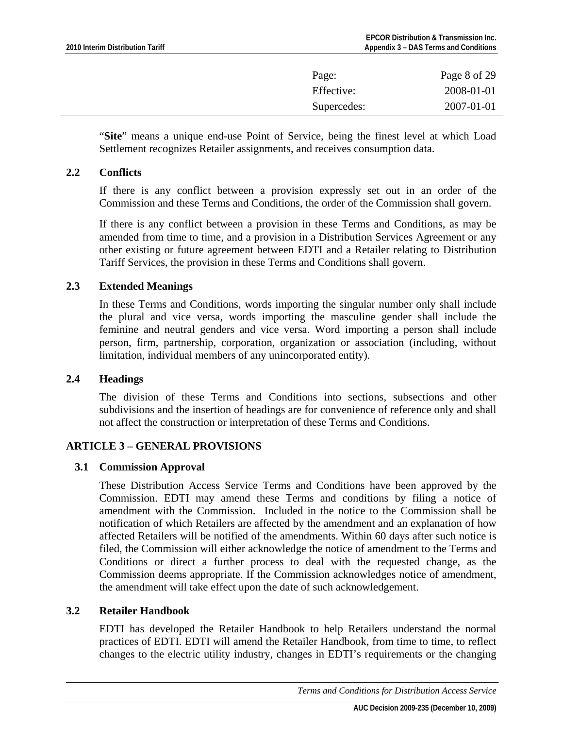"**Site**" means a unique end-use Point of Service, being the finest level at which Load Settlement recognizes Retailer assignments, and receives consumption data.

### 2.2 Conflicts

If there is any conflict between a provision expressly set out in an order of the Commission and these Terms and Conditions, the order of the Commission shall govern.

If there is any conflict between a provision in these Terms and Conditions, as may be amended from time to time, and a provision in a Distribution Services Agreement or any other existing or future agreement between EDTI and a Retailer relating to Distribution Tariff Services, the provision in these Terms and Conditions shall govern.

### 2.3 Extended Meanings

In these Terms and Conditions, words importing the singular number only shall include the plural and vice versa, words importing the masculine gender shall include the feminine and neutral genders and vice versa. Word importing a person shall include person, firm, partnership, corporation, organization or association (including, without limitation, individual members of any unincorporated entity).

### 2.4 Headings

The division of these Terms and Conditions into sections, subsections and other subdivisions and the insertion of headings are for convenience of reference only and shall not affect the construction or interpretation of these Terms and Conditions.

## ARTICLE 3 – GENERAL PROVISIONS

### 3.1 Commission Approval

These Distribution Access Service Terms and Conditions have been approved by the Commission. EDTI may amend these Terms and conditions by filing a notice of amendment with the Commission. Included in the notice to the Commission shall be notification of which Retailers are affected by the amendment and an explanation of how affected Retailers will be notified of the amendments. Within 60 days after such notice is filed, the Commission will either acknowledge the notice of amendment to the Terms and Conditions or direct a further process to deal with the requested change, as the Commission deems appropriate. If the Commission acknowledges notice of amendment, the amendment will take effect upon the date of such acknowledgement.

### 3.2 Retailer Handbook

EDTI has developed the Retailer Handbook to help Retailers understand the normal practices of EDTI. EDTI will amend the Retailer Handbook, from time to time, to reflect changes to the electric utility industry, changes in EDTI's requirements or the changing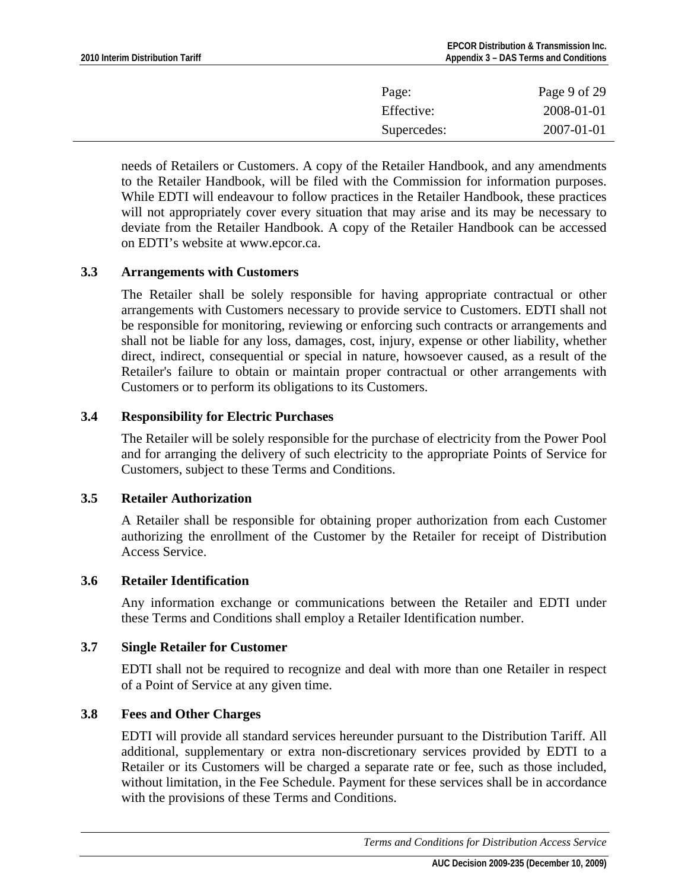needs of Retailers or Customers. A copy of the Retailer Handbook, and any amendments to the Retailer Handbook, will be filed with the Commission for information purposes. While EDTI will endeavour to follow practices in the Retailer Handbook, these practices will not appropriately cover every situation that may arise and its may be necessary to deviate from the Retailer Handbook. A copy of the Retailer Handbook can be accessed on EDTI's website at www.epcor.ca.

### 3.3 Arrangements with Customers

The Retailer shall be solely responsible for having appropriate contractual or other arrangements with Customers necessary to provide service to Customers. EDTI shall not be responsible for monitoring, reviewing or enforcing such contracts or arrangements and shall not be liable for any loss, damages, cost, injury, expense or other liability, whether direct, indirect, consequential or special in nature, howsoever caused, as a result of the Retailer's failure to obtain or maintain proper contractual or other arrangements with Customers or to perform its obligations to its Customers.

### 3.4 Responsibility for Electric Purchases

The Retailer will be solely responsible for the purchase of electricity from the Power Pool and for arranging the delivery of such electricity to the appropriate Points of Service for Customers, subject to these Terms and Conditions.

### 3.5 Retailer Authorization

A Retailer shall be responsible for obtaining proper authorization from each Customer authorizing the enrollment of the Customer by the Retailer for receipt of Distribution Access Service.

### 3.6 Retailer Identification

Any information exchange or communications between the Retailer and EDTI under these Terms and Conditions shall employ a Retailer Identification number.

### 3.7 Single Retailer for Customer

EDTI shall not be required to recognize and deal with more than one Retailer in respect of a Point of Service at any given time.

### 3.8 Fees and Other Charges

EDTI will provide all standard services hereunder pursuant to the Distribution Tariff. All additional, supplementary or extra non-discretionary services provided by EDTI to a Retailer or its Customers will be charged a separate rate or fee, such as those included, without limitation, in the Fee Schedule. Payment for these services shall be in accordance with the provisions of these Terms and Conditions.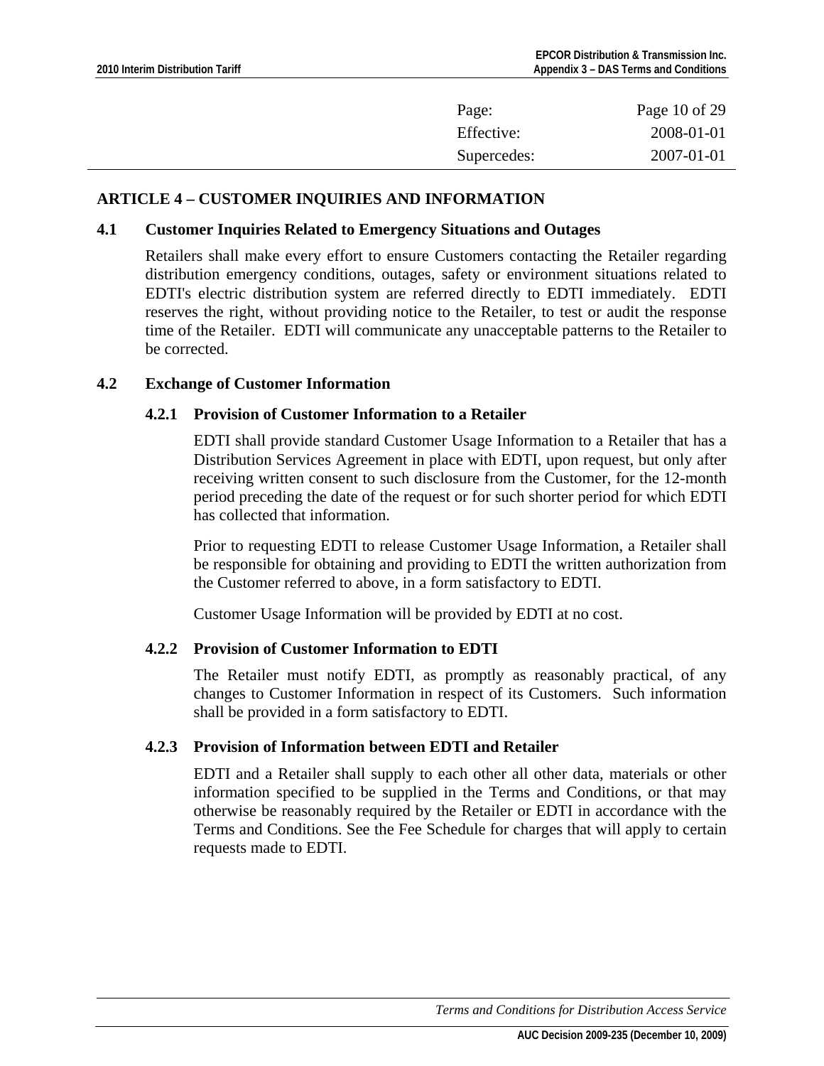| Page: | Page 10 of 29 |
| --- | --- |
| Effective: | 2008-01-01 |
| Supercedes: | 2007-01-01 |

## ARTICLE 4 – CUSTOMER INQUIRIES AND INFORMATION

### 4.1 Customer Inquiries Related to Emergency Situations and Outages

Retailers shall make every effort to ensure Customers contacting the Retailer regarding distribution emergency conditions, outages, safety or environment situations related to EDTI's electric distribution system are referred directly to EDTI immediately. EDTI reserves the right, without providing notice to the Retailer, to test or audit the response time of the Retailer. EDTI will communicate any unacceptable patterns to the Retailer to be corrected.

### 4.2 Exchange of Customer Information

#### 4.2.1 Provision of Customer Information to a Retailer

EDTI shall provide standard Customer Usage Information to a Retailer that has a Distribution Services Agreement in place with EDTI, upon request, but only after receiving written consent to such disclosure from the Customer, for the 12-month period preceding the date of the request or for such shorter period for which EDTI has collected that information.

Prior to requesting EDTI to release Customer Usage Information, a Retailer shall be responsible for obtaining and providing to EDTI the written authorization from the Customer referred to above, in a form satisfactory to EDTI.

Customer Usage Information will be provided by EDTI at no cost.

#### 4.2.2 Provision of Customer Information to EDTI

The Retailer must notify EDTI, as promptly as reasonably practical, of any changes to Customer Information in respect of its Customers. Such information shall be provided in a form satisfactory to EDTI.

#### 4.2.3 Provision of Information between EDTI and Retailer

EDTI and a Retailer shall supply to each other all other data, materials or other information specified to be supplied in the Terms and Conditions, or that may otherwise be reasonably required by the Retailer or EDTI in accordance with the Terms and Conditions. See the Fee Schedule for charges that will apply to certain requests made to EDTI.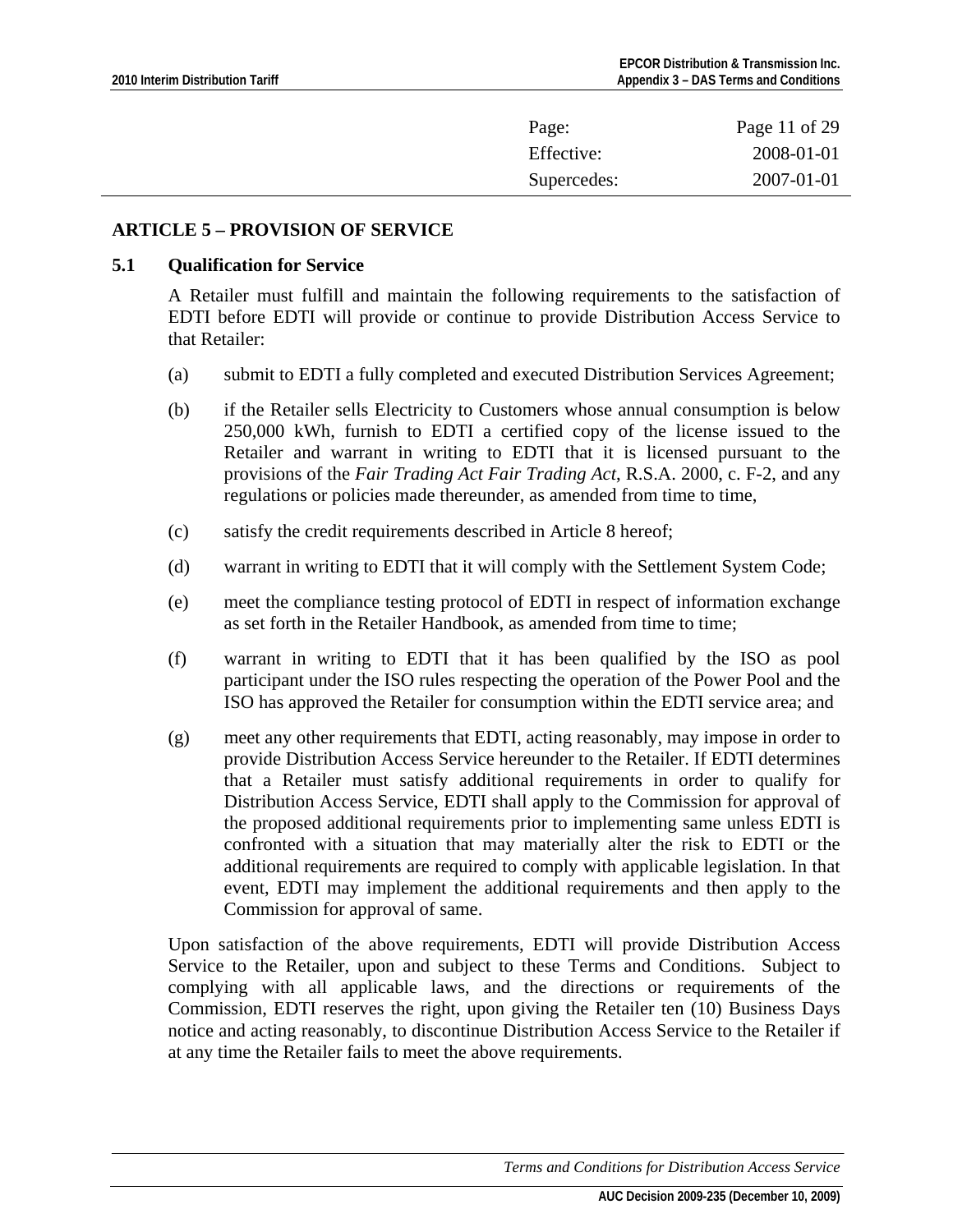| Page: | Page 11 of 29 |
| --- | --- |
| Effective: | 2008-01-01 |
| Supercedes: | 2007-01-01 |

## ARTICLE 5 – PROVISION OF SERVICE

### 5.1 Qualification for Service

A Retailer must fulfill and maintain the following requirements to the satisfaction of EDTI before EDTI will provide or continue to provide Distribution Access Service to that Retailer:

(a) submit to EDTI a fully completed and executed Distribution Services Agreement;

(b) if the Retailer sells Electricity to Customers whose annual consumption is below 250,000 kWh, furnish to EDTI a certified copy of the license issued to the Retailer and warrant in writing to EDTI that it is licensed pursuant to the provisions of the *Fair Trading Act Fair Trading Act*, R.S.A. 2000, c. F-2, and any regulations or policies made thereunder, as amended from time to time,

(c) satisfy the credit requirements described in Article 8 hereof;

(d) warrant in writing to EDTI that it will comply with the Settlement System Code;

(e) meet the compliance testing protocol of EDTI in respect of information exchange as set forth in the Retailer Handbook, as amended from time to time;

(f) warrant in writing to EDTI that it has been qualified by the ISO as pool participant under the ISO rules respecting the operation of the Power Pool and the ISO has approved the Retailer for consumption within the EDTI service area; and

(g) meet any other requirements that EDTI, acting reasonably, may impose in order to provide Distribution Access Service hereunder to the Retailer. If EDTI determines that a Retailer must satisfy additional requirements in order to qualify for Distribution Access Service, EDTI shall apply to the Commission for approval of the proposed additional requirements prior to implementing same unless EDTI is confronted with a situation that may materially alter the risk to EDTI or the additional requirements are required to comply with applicable legislation. In that event, EDTI may implement the additional requirements and then apply to the Commission for approval of same.

Upon satisfaction of the above requirements, EDTI will provide Distribution Access Service to the Retailer, upon and subject to these Terms and Conditions. Subject to complying with all applicable laws, and the directions or requirements of the Commission, EDTI reserves the right, upon giving the Retailer ten (10) Business Days notice and acting reasonably, to discontinue Distribution Access Service to the Retailer if at any time the Retailer fails to meet the above requirements.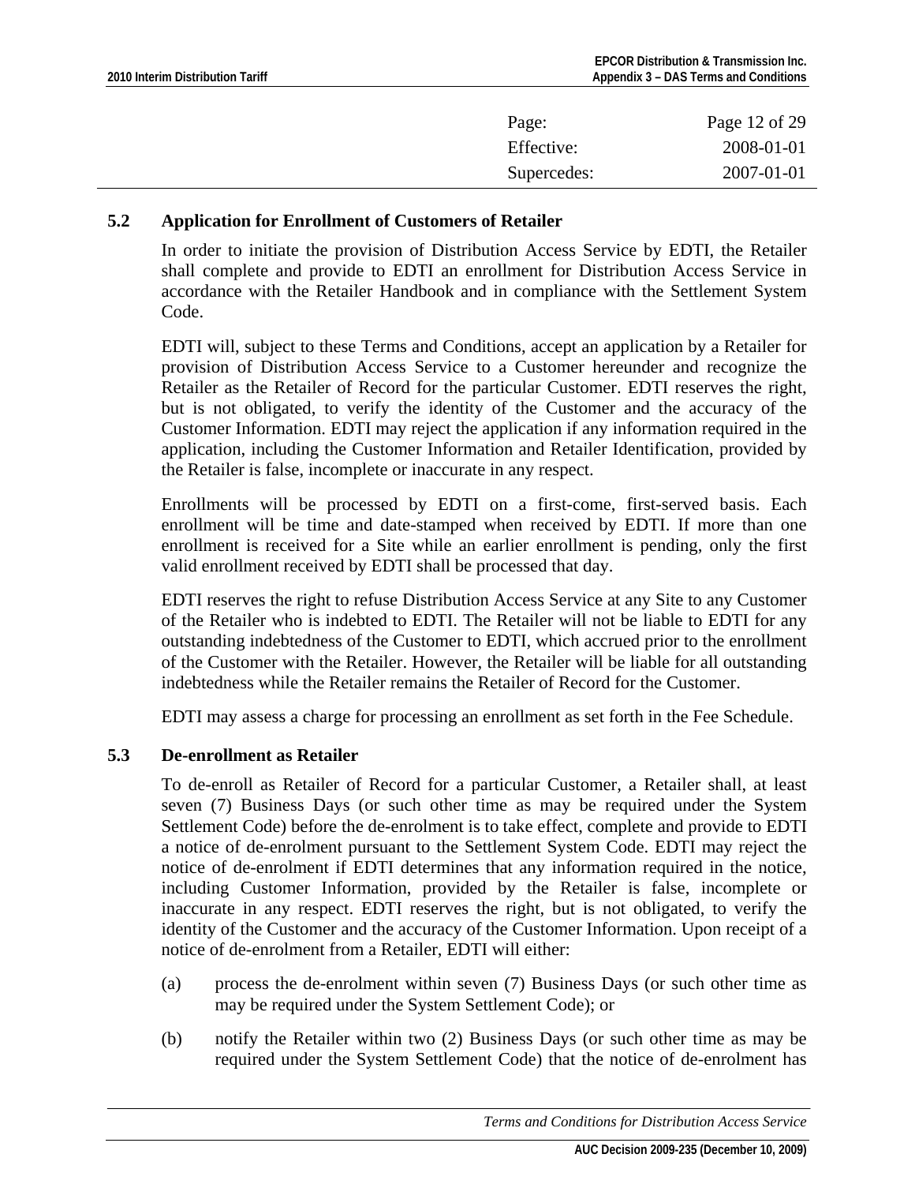### 5.2 Application for Enrollment of Customers of Retailer

In order to initiate the provision of Distribution Access Service by EDTI, the Retailer shall complete and provide to EDTI an enrollment for Distribution Access Service in accordance with the Retailer Handbook and in compliance with the Settlement System Code.

EDTI will, subject to these Terms and Conditions, accept an application by a Retailer for provision of Distribution Access Service to a Customer hereunder and recognize the Retailer as the Retailer of Record for the particular Customer. EDTI reserves the right, but is not obligated, to verify the identity of the Customer and the accuracy of the Customer Information. EDTI may reject the application if any information required in the application, including the Customer Information and Retailer Identification, provided by the Retailer is false, incomplete or inaccurate in any respect.

Enrollments will be processed by EDTI on a first-come, first-served basis. Each enrollment will be time and date-stamped when received by EDTI. If more than one enrollment is received for a Site while an earlier enrollment is pending, only the first valid enrollment received by EDTI shall be processed that day.

EDTI reserves the right to refuse Distribution Access Service at any Site to any Customer of the Retailer who is indebted to EDTI. The Retailer will not be liable to EDTI for any outstanding indebtedness of the Customer to EDTI, which accrued prior to the enrollment of the Customer with the Retailer. However, the Retailer will be liable for all outstanding indebtedness while the Retailer remains the Retailer of Record for the Customer.

EDTI may assess a charge for processing an enrollment as set forth in the Fee Schedule.

### 5.3 De-enrollment as Retailer

To de-enroll as Retailer of Record for a particular Customer, a Retailer shall, at least seven (7) Business Days (or such other time as may be required under the System Settlement Code) before the de-enrolment is to take effect, complete and provide to EDTI a notice of de-enrolment pursuant to the Settlement System Code. EDTI may reject the notice of de-enrolment if EDTI determines that any information required in the notice, including Customer Information, provided by the Retailer is false, incomplete or inaccurate in any respect. EDTI reserves the right, but is not obligated, to verify the identity of the Customer and the accuracy of the Customer Information. Upon receipt of a notice of de-enrolment from a Retailer, EDTI will either:

(a) process the de-enrolment within seven (7) Business Days (or such other time as may be required under the System Settlement Code); or

(b) notify the Retailer within two (2) Business Days (or such other time as may be required under the System Settlement Code) that the notice of de-enrolment has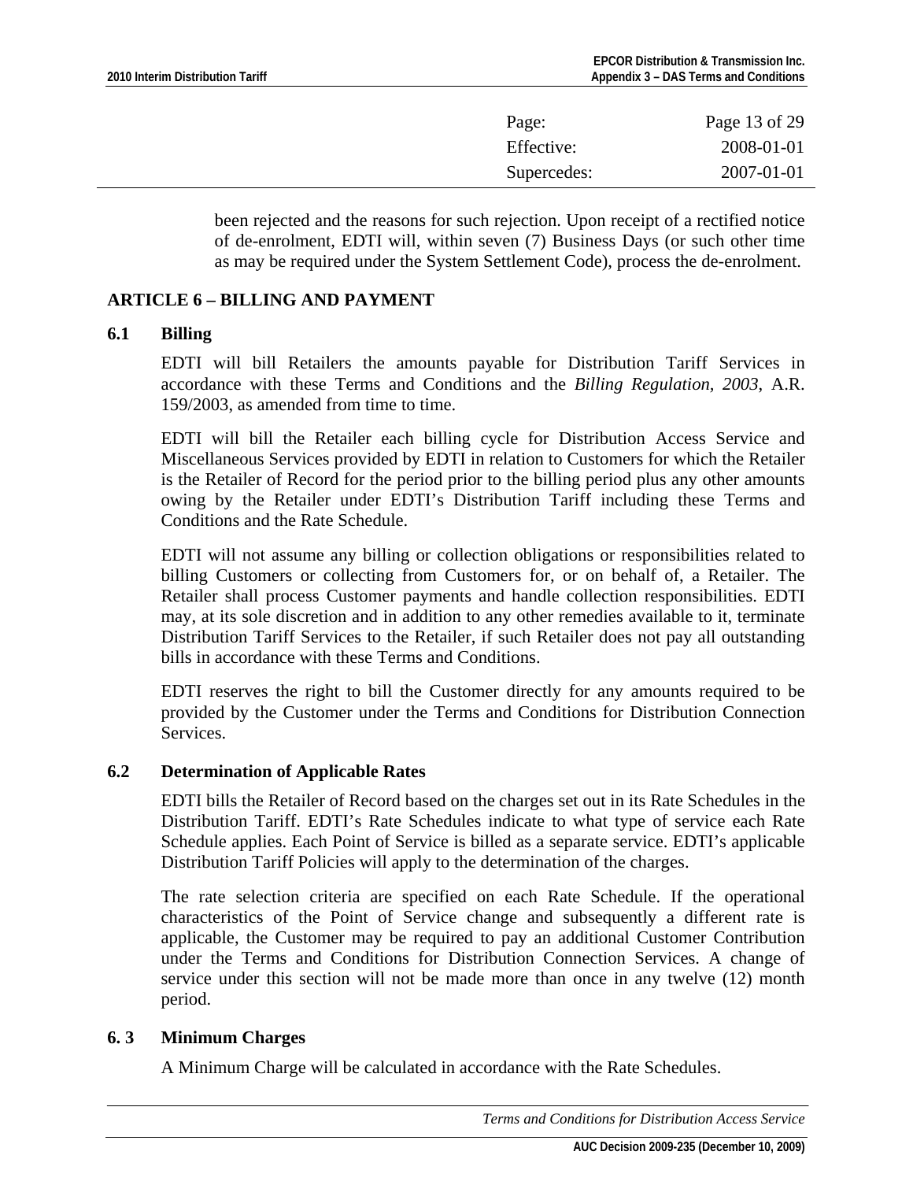been rejected and the reasons for such rejection. Upon receipt of a rectified notice of de-enrolment, EDTI will, within seven (7) Business Days (or such other time as may be required under the System Settlement Code), process the de-enrolment.

## ARTICLE 6 – BILLING AND PAYMENT

### 6.1 Billing

EDTI will bill Retailers the amounts payable for Distribution Tariff Services in accordance with these Terms and Conditions and the *Billing Regulation, 2003*, A.R. 159/2003, as amended from time to time.

EDTI will bill the Retailer each billing cycle for Distribution Access Service and Miscellaneous Services provided by EDTI in relation to Customers for which the Retailer is the Retailer of Record for the period prior to the billing period plus any other amounts owing by the Retailer under EDTI's Distribution Tariff including these Terms and Conditions and the Rate Schedule.

EDTI will not assume any billing or collection obligations or responsibilities related to billing Customers or collecting from Customers for, or on behalf of, a Retailer. The Retailer shall process Customer payments and handle collection responsibilities. EDTI may, at its sole discretion and in addition to any other remedies available to it, terminate Distribution Tariff Services to the Retailer, if such Retailer does not pay all outstanding bills in accordance with these Terms and Conditions.

EDTI reserves the right to bill the Customer directly for any amounts required to be provided by the Customer under the Terms and Conditions for Distribution Connection Services.

### 6.2 Determination of Applicable Rates

EDTI bills the Retailer of Record based on the charges set out in its Rate Schedules in the Distribution Tariff. EDTI's Rate Schedules indicate to what type of service each Rate Schedule applies. Each Point of Service is billed as a separate service. EDTI's applicable Distribution Tariff Policies will apply to the determination of the charges.

The rate selection criteria are specified on each Rate Schedule. If the operational characteristics of the Point of Service change and subsequently a different rate is applicable, the Customer may be required to pay an additional Customer Contribution under the Terms and Conditions for Distribution Connection Services. A change of service under this section will not be made more than once in any twelve (12) month period.

### 6. 3 Minimum Charges

A Minimum Charge will be calculated in accordance with the Rate Schedules.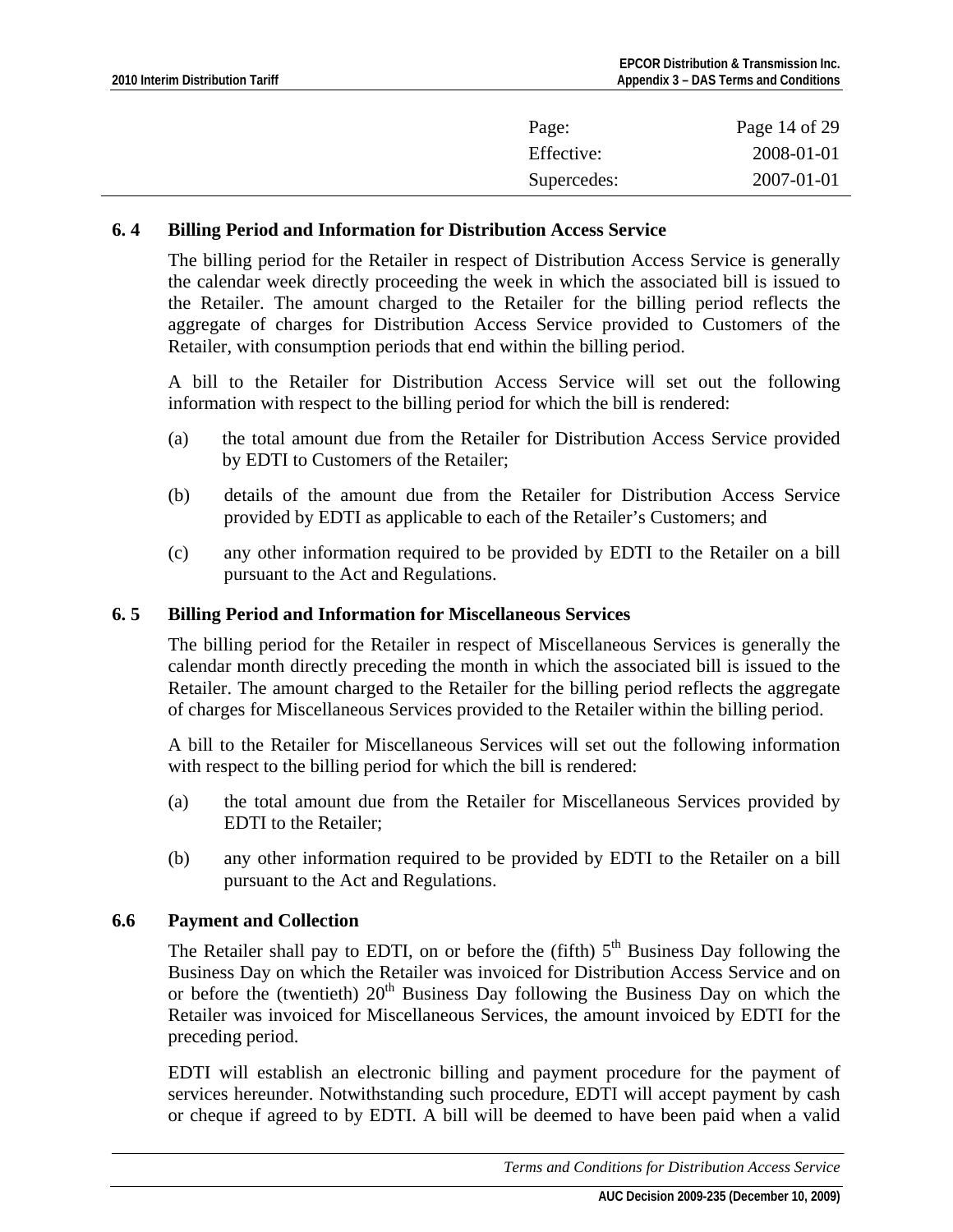| Page: | Page 14 of 29 |
| --- | --- |
| Effective: | 2008-01-01 |
| Supercedes: | 2007-01-01 |

### 6. 4 Billing Period and Information for Distribution Access Service

The billing period for the Retailer in respect of Distribution Access Service is generally the calendar week directly proceeding the week in which the associated bill is issued to the Retailer. The amount charged to the Retailer for the billing period reflects the aggregate of charges for Distribution Access Service provided to Customers of the Retailer, with consumption periods that end within the billing period.

A bill to the Retailer for Distribution Access Service will set out the following information with respect to the billing period for which the bill is rendered:

(a) the total amount due from the Retailer for Distribution Access Service provided by EDTI to Customers of the Retailer;

(b) details of the amount due from the Retailer for Distribution Access Service provided by EDTI as applicable to each of the Retailer's Customers; and

(c) any other information required to be provided by EDTI to the Retailer on a bill pursuant to the Act and Regulations.

### 6. 5 Billing Period and Information for Miscellaneous Services

The billing period for the Retailer in respect of Miscellaneous Services is generally the calendar month directly preceding the month in which the associated bill is issued to the Retailer. The amount charged to the Retailer for the billing period reflects the aggregate of charges for Miscellaneous Services provided to the Retailer within the billing period.

A bill to the Retailer for Miscellaneous Services will set out the following information with respect to the billing period for which the bill is rendered:

(a) the total amount due from the Retailer for Miscellaneous Services provided by EDTI to the Retailer;

(b) any other information required to be provided by EDTI to the Retailer on a bill pursuant to the Act and Regulations.

### 6.6 Payment and Collection

The Retailer shall pay to EDTI, on or before the (fifth) 5th Business Day following the Business Day on which the Retailer was invoiced for Distribution Access Service and on or before the (twentieth) 20th Business Day following the Business Day on which the Retailer was invoiced for Miscellaneous Services, the amount invoiced by EDTI for the preceding period.

EDTI will establish an electronic billing and payment procedure for the payment of services hereunder. Notwithstanding such procedure, EDTI will accept payment by cash or cheque if agreed to by EDTI. A bill will be deemed to have been paid when a valid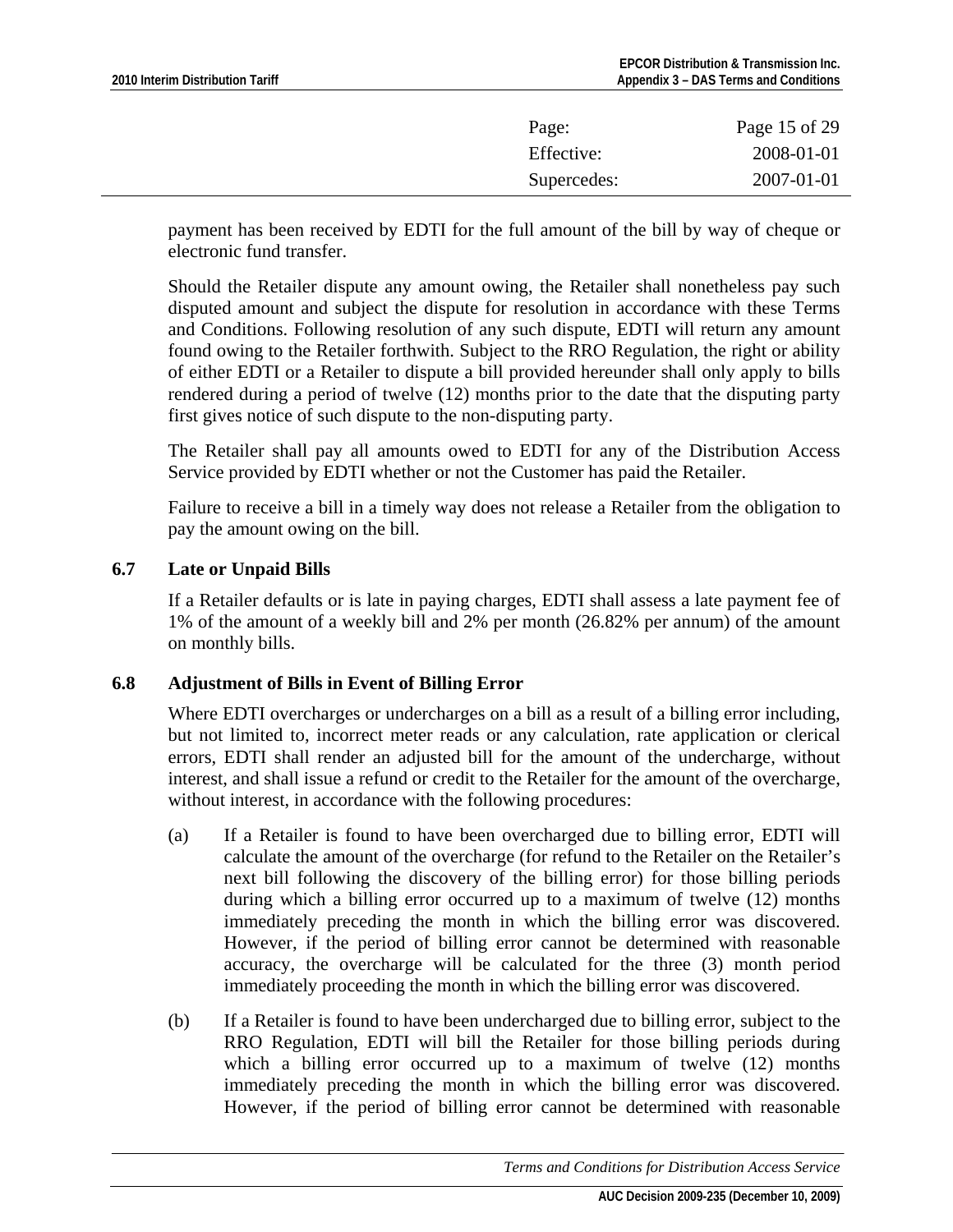payment has been received by EDTI for the full amount of the bill by way of cheque or electronic fund transfer.

Should the Retailer dispute any amount owing, the Retailer shall nonetheless pay such disputed amount and subject the dispute for resolution in accordance with these Terms and Conditions. Following resolution of any such dispute, EDTI will return any amount found owing to the Retailer forthwith. Subject to the RRO Regulation, the right or ability of either EDTI or a Retailer to dispute a bill provided hereunder shall only apply to bills rendered during a period of twelve (12) months prior to the date that the disputing party first gives notice of such dispute to the non-disputing party.

The Retailer shall pay all amounts owed to EDTI for any of the Distribution Access Service provided by EDTI whether or not the Customer has paid the Retailer.

Failure to receive a bill in a timely way does not release a Retailer from the obligation to pay the amount owing on the bill.

### 6.7 Late or Unpaid Bills

If a Retailer defaults or is late in paying charges, EDTI shall assess a late payment fee of 1% of the amount of a weekly bill and 2% per month (26.82% per annum) of the amount on monthly bills.

### 6.8 Adjustment of Bills in Event of Billing Error

Where EDTI overcharges or undercharges on a bill as a result of a billing error including, but not limited to, incorrect meter reads or any calculation, rate application or clerical errors, EDTI shall render an adjusted bill for the amount of the undercharge, without interest, and shall issue a refund or credit to the Retailer for the amount of the overcharge, without interest, in accordance with the following procedures:

(a) If a Retailer is found to have been overcharged due to billing error, EDTI will calculate the amount of the overcharge (for refund to the Retailer on the Retailer's next bill following the discovery of the billing error) for those billing periods during which a billing error occurred up to a maximum of twelve (12) months immediately preceding the month in which the billing error was discovered. However, if the period of billing error cannot be determined with reasonable accuracy, the overcharge will be calculated for the three (3) month period immediately proceeding the month in which the billing error was discovered.

(b) If a Retailer is found to have been undercharged due to billing error, subject to the RRO Regulation, EDTI will bill the Retailer for those billing periods during which a billing error occurred up to a maximum of twelve (12) months immediately preceding the month in which the billing error was discovered. However, if the period of billing error cannot be determined with reasonable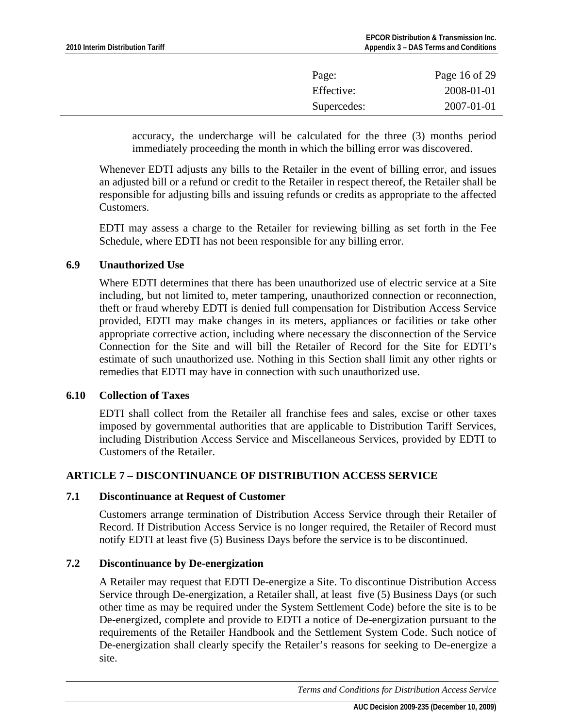accuracy, the undercharge will be calculated for the three (3) months period immediately proceeding the month in which the billing error was discovered.

Whenever EDTI adjusts any bills to the Retailer in the event of billing error, and issues an adjusted bill or a refund or credit to the Retailer in respect thereof, the Retailer shall be responsible for adjusting bills and issuing refunds or credits as appropriate to the affected Customers.

EDTI may assess a charge to the Retailer for reviewing billing as set forth in the Fee Schedule, where EDTI has not been responsible for any billing error.

### 6.9 Unauthorized Use

Where EDTI determines that there has been unauthorized use of electric service at a Site including, but not limited to, meter tampering, unauthorized connection or reconnection, theft or fraud whereby EDTI is denied full compensation for Distribution Access Service provided, EDTI may make changes in its meters, appliances or facilities or take other appropriate corrective action, including where necessary the disconnection of the Service Connection for the Site and will bill the Retailer of Record for the Site for EDTI's estimate of such unauthorized use. Nothing in this Section shall limit any other rights or remedies that EDTI may have in connection with such unauthorized use.

### 6.10 Collection of Taxes

EDTI shall collect from the Retailer all franchise fees and sales, excise or other taxes imposed by governmental authorities that are applicable to Distribution Tariff Services, including Distribution Access Service and Miscellaneous Services, provided by EDTI to Customers of the Retailer.

## ARTICLE 7 – DISCONTINUANCE OF DISTRIBUTION ACCESS SERVICE

### 7.1 Discontinuance at Request of Customer

Customers arrange termination of Distribution Access Service through their Retailer of Record. If Distribution Access Service is no longer required, the Retailer of Record must notify EDTI at least five (5) Business Days before the service is to be discontinued.

### 7.2 Discontinuance by De-energization

A Retailer may request that EDTI De-energize a Site. To discontinue Distribution Access Service through De-energization, a Retailer shall, at least five (5) Business Days (or such other time as may be required under the System Settlement Code) before the site is to be De-energized, complete and provide to EDTI a notice of De-energization pursuant to the requirements of the Retailer Handbook and the Settlement System Code. Such notice of De-energization shall clearly specify the Retailer's reasons for seeking to De-energize a site.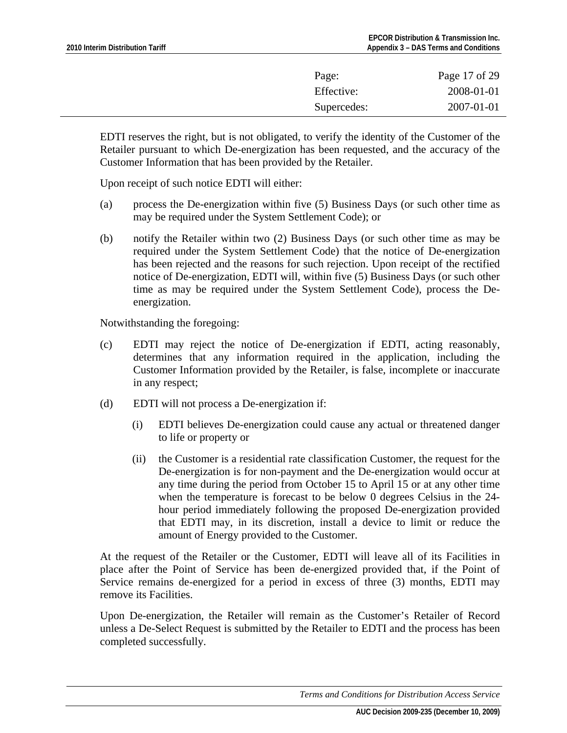EDTI reserves the right, but is not obligated, to verify the identity of the Customer of the Retailer pursuant to which De-energization has been requested, and the accuracy of the Customer Information that has been provided by the Retailer.

Upon receipt of such notice EDTI will either:

(a) process the De-energization within five (5) Business Days (or such other time as may be required under the System Settlement Code); or

(b) notify the Retailer within two (2) Business Days (or such other time as may be required under the System Settlement Code) that the notice of De-energization has been rejected and the reasons for such rejection. Upon receipt of the rectified notice of De-energization, EDTI will, within five (5) Business Days (or such other time as may be required under the System Settlement Code), process the De-energization.

Notwithstanding the foregoing:

(c) EDTI may reject the notice of De-energization if EDTI, acting reasonably, determines that any information required in the application, including the Customer Information provided by the Retailer, is false, incomplete or inaccurate in any respect;

(d) EDTI will not process a De-energization if:

  (i) EDTI believes De-energization could cause any actual or threatened danger to life or property or

  (ii) the Customer is a residential rate classification Customer, the request for the De-energization is for non-payment and the De-energization would occur at any time during the period from October 15 to April 15 or at any other time when the temperature is forecast to be below 0 degrees Celsius in the 24-hour period immediately following the proposed De-energization provided that EDTI may, in its discretion, install a device to limit or reduce the amount of Energy provided to the Customer.

At the request of the Retailer or the Customer, EDTI will leave all of its Facilities in place after the Point of Service has been de-energized provided that, if the Point of Service remains de-energized for a period in excess of three (3) months, EDTI may remove its Facilities.

Upon De-energization, the Retailer will remain as the Customer's Retailer of Record unless a De-Select Request is submitted by the Retailer to EDTI and the process has been completed successfully.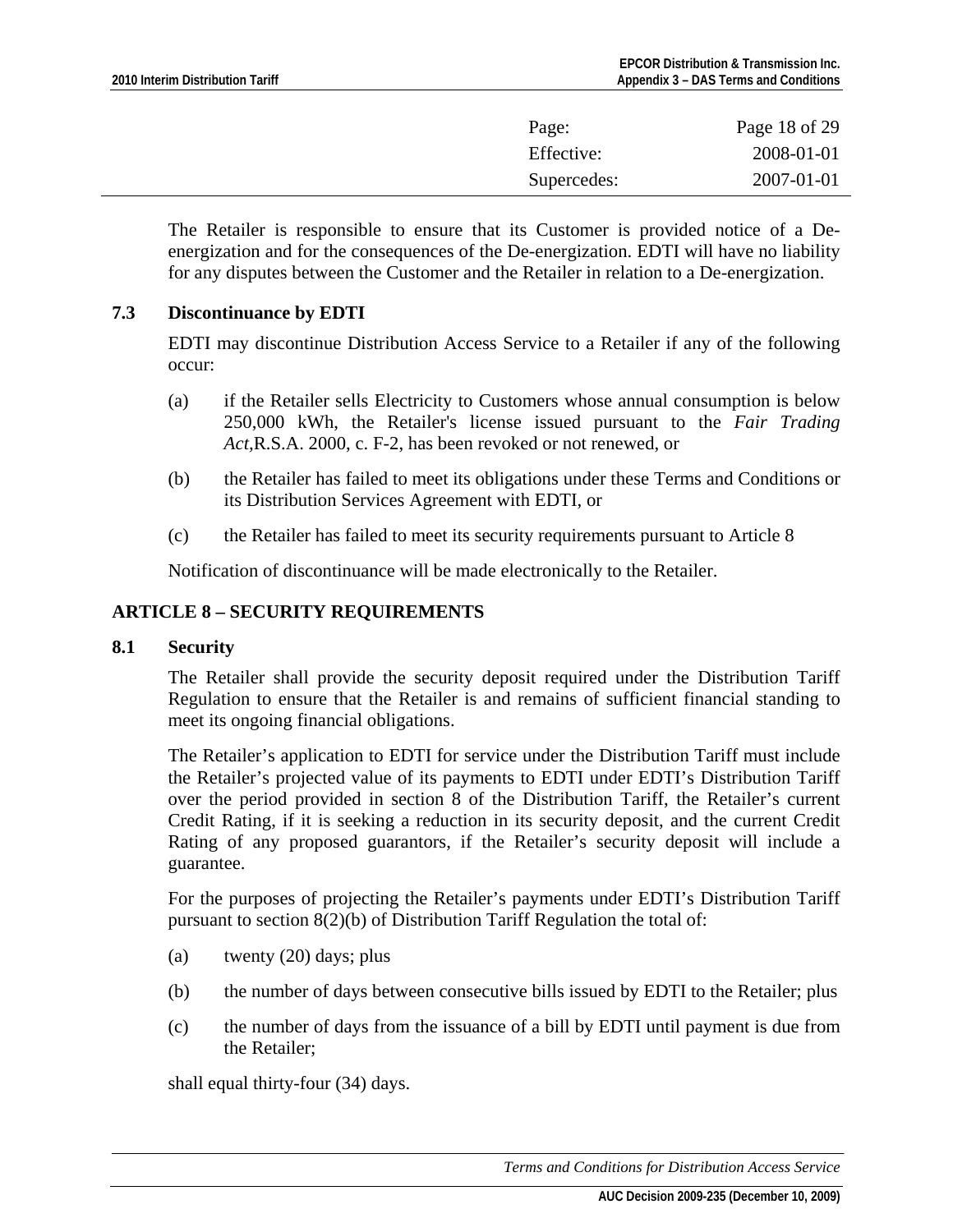The Retailer is responsible to ensure that its Customer is provided notice of a De-energization and for the consequences of the De-energization. EDTI will have no liability for any disputes between the Customer and the Retailer in relation to a De-energization.

### 7.3 Discontinuance by EDTI

EDTI may discontinue Distribution Access Service to a Retailer if any of the following occur:

(a) if the Retailer sells Electricity to Customers whose annual consumption is below 250,000 kWh, the Retailer's license issued pursuant to the *Fair Trading Act*,R.S.A. 2000, c. F-2, has been revoked or not renewed, or

(b) the Retailer has failed to meet its obligations under these Terms and Conditions or its Distribution Services Agreement with EDTI, or

(c) the Retailer has failed to meet its security requirements pursuant to Article 8

Notification of discontinuance will be made electronically to the Retailer.

## ARTICLE 8 – SECURITY REQUIREMENTS

### 8.1 Security

The Retailer shall provide the security deposit required under the Distribution Tariff Regulation to ensure that the Retailer is and remains of sufficient financial standing to meet its ongoing financial obligations.

The Retailer's application to EDTI for service under the Distribution Tariff must include the Retailer's projected value of its payments to EDTI under EDTI's Distribution Tariff over the period provided in section 8 of the Distribution Tariff, the Retailer's current Credit Rating, if it is seeking a reduction in its security deposit, and the current Credit Rating of any proposed guarantors, if the Retailer's security deposit will include a guarantee.

For the purposes of projecting the Retailer's payments under EDTI's Distribution Tariff pursuant to section 8(2)(b) of Distribution Tariff Regulation the total of:

(a) twenty (20) days; plus

(b) the number of days between consecutive bills issued by EDTI to the Retailer; plus

(c) the number of days from the issuance of a bill by EDTI until payment is due from the Retailer;

shall equal thirty-four (34) days.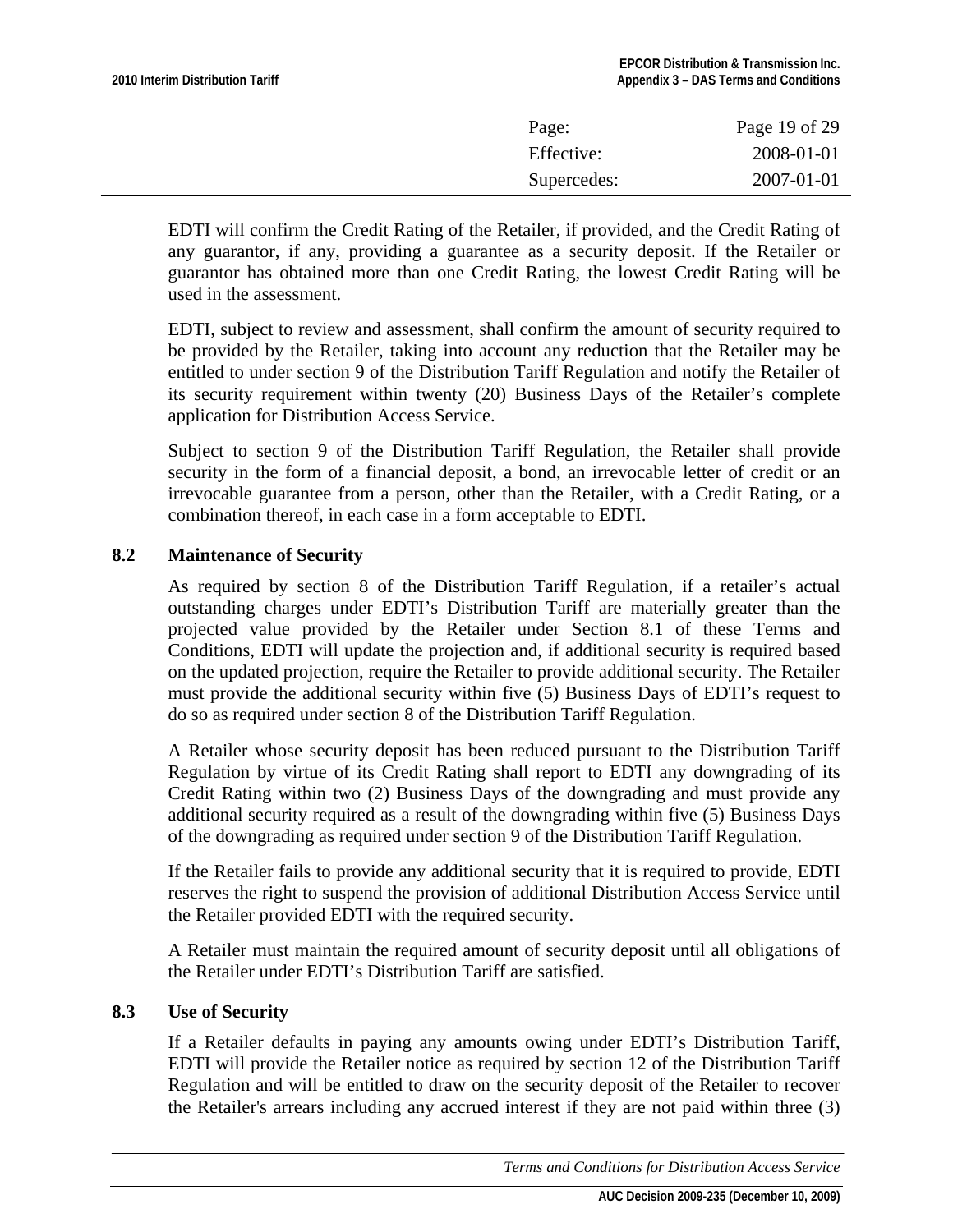EDTI will confirm the Credit Rating of the Retailer, if provided, and the Credit Rating of any guarantor, if any, providing a guarantee as a security deposit. If the Retailer or guarantor has obtained more than one Credit Rating, the lowest Credit Rating will be used in the assessment.

EDTI, subject to review and assessment, shall confirm the amount of security required to be provided by the Retailer, taking into account any reduction that the Retailer may be entitled to under section 9 of the Distribution Tariff Regulation and notify the Retailer of its security requirement within twenty (20) Business Days of the Retailer's complete application for Distribution Access Service.

Subject to section 9 of the Distribution Tariff Regulation, the Retailer shall provide security in the form of a financial deposit, a bond, an irrevocable letter of credit or an irrevocable guarantee from a person, other than the Retailer, with a Credit Rating, or a combination thereof, in each case in a form acceptable to EDTI.

### 8.2 Maintenance of Security

As required by section 8 of the Distribution Tariff Regulation, if a retailer's actual outstanding charges under EDTI's Distribution Tariff are materially greater than the projected value provided by the Retailer under Section 8.1 of these Terms and Conditions, EDTI will update the projection and, if additional security is required based on the updated projection, require the Retailer to provide additional security. The Retailer must provide the additional security within five (5) Business Days of EDTI's request to do so as required under section 8 of the Distribution Tariff Regulation.

A Retailer whose security deposit has been reduced pursuant to the Distribution Tariff Regulation by virtue of its Credit Rating shall report to EDTI any downgrading of its Credit Rating within two (2) Business Days of the downgrading and must provide any additional security required as a result of the downgrading within five (5) Business Days of the downgrading as required under section 9 of the Distribution Tariff Regulation.

If the Retailer fails to provide any additional security that it is required to provide, EDTI reserves the right to suspend the provision of additional Distribution Access Service until the Retailer provided EDTI with the required security.

A Retailer must maintain the required amount of security deposit until all obligations of the Retailer under EDTI's Distribution Tariff are satisfied.

### 8.3 Use of Security

If a Retailer defaults in paying any amounts owing under EDTI's Distribution Tariff, EDTI will provide the Retailer notice as required by section 12 of the Distribution Tariff Regulation and will be entitled to draw on the security deposit of the Retailer to recover the Retailer's arrears including any accrued interest if they are not paid within three (3)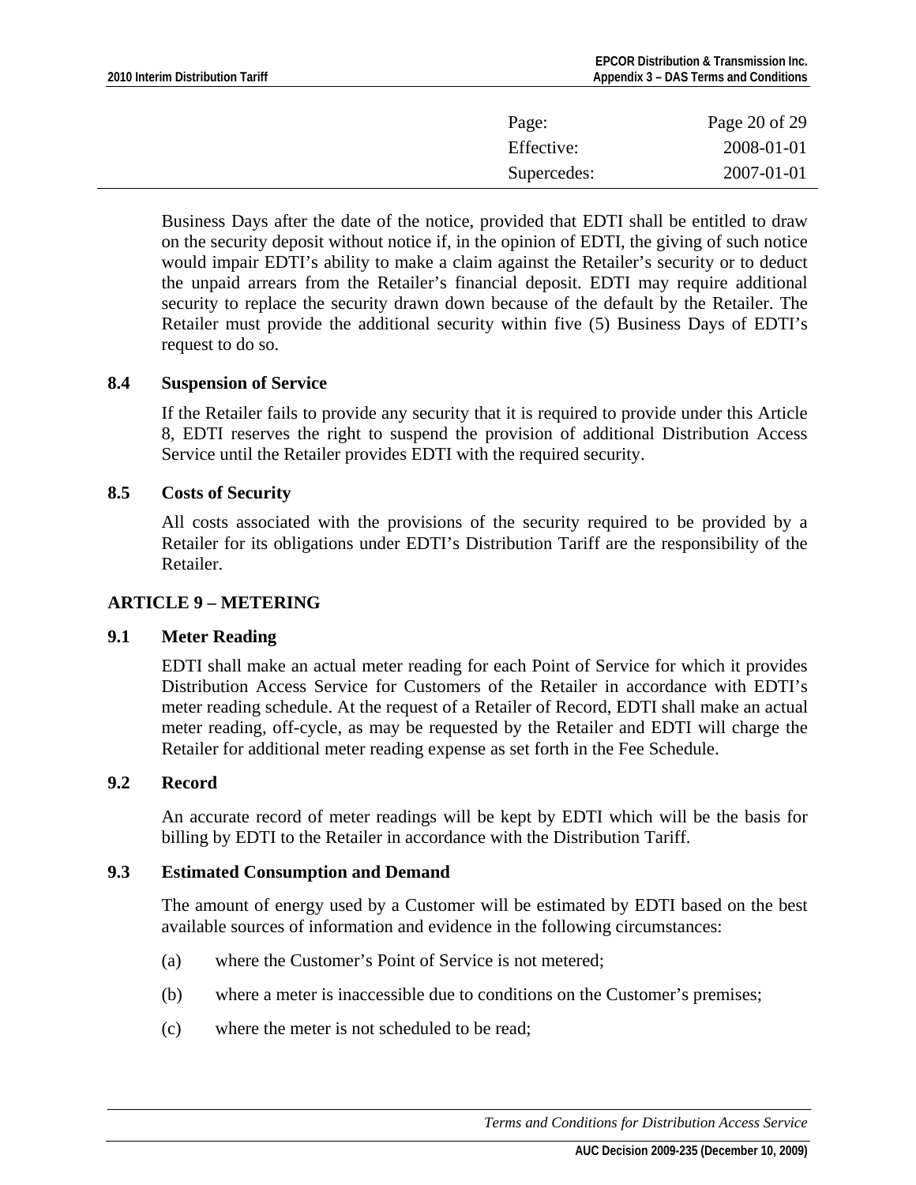Business Days after the date of the notice, provided that EDTI shall be entitled to draw on the security deposit without notice if, in the opinion of EDTI, the giving of such notice would impair EDTI's ability to make a claim against the Retailer's security or to deduct the unpaid arrears from the Retailer's financial deposit. EDTI may require additional security to replace the security drawn down because of the default by the Retailer. The Retailer must provide the additional security within five (5) Business Days of EDTI's request to do so.

### 8.4 Suspension of Service

If the Retailer fails to provide any security that it is required to provide under this Article 8, EDTI reserves the right to suspend the provision of additional Distribution Access Service until the Retailer provides EDTI with the required security.

### 8.5 Costs of Security

All costs associated with the provisions of the security required to be provided by a Retailer for its obligations under EDTI's Distribution Tariff are the responsibility of the Retailer.

## ARTICLE 9 – METERING

### 9.1 Meter Reading

EDTI shall make an actual meter reading for each Point of Service for which it provides Distribution Access Service for Customers of the Retailer in accordance with EDTI's meter reading schedule. At the request of a Retailer of Record, EDTI shall make an actual meter reading, off-cycle, as may be requested by the Retailer and EDTI will charge the Retailer for additional meter reading expense as set forth in the Fee Schedule.

### 9.2 Record

An accurate record of meter readings will be kept by EDTI which will be the basis for billing by EDTI to the Retailer in accordance with the Distribution Tariff.

### 9.3 Estimated Consumption and Demand

The amount of energy used by a Customer will be estimated by EDTI based on the best available sources of information and evidence in the following circumstances:

(a) where the Customer's Point of Service is not metered;

(b) where a meter is inaccessible due to conditions on the Customer's premises;

(c) where the meter is not scheduled to be read;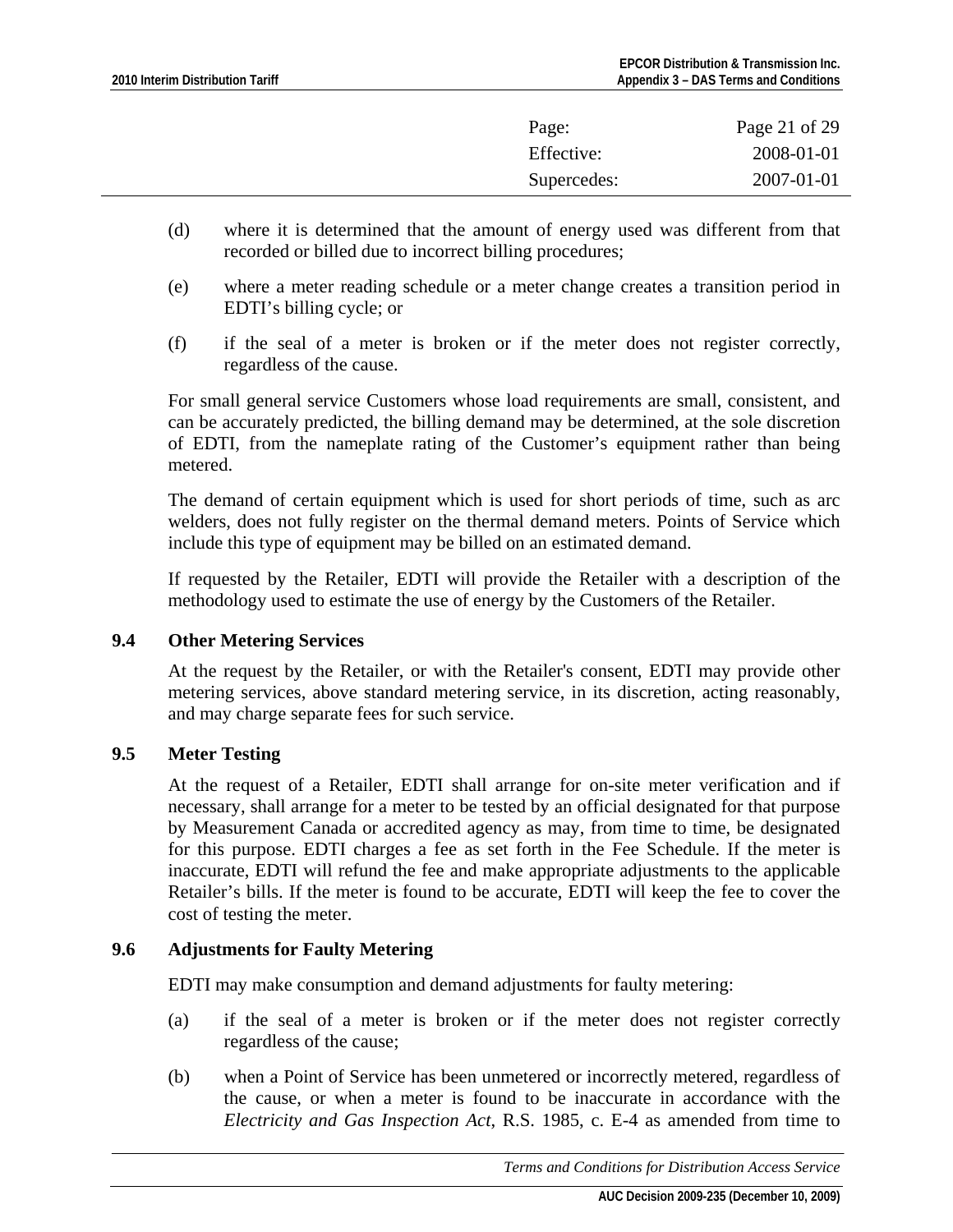(d) where it is determined that the amount of energy used was different from that recorded or billed due to incorrect billing procedures;

(e) where a meter reading schedule or a meter change creates a transition period in EDTI's billing cycle; or

(f) if the seal of a meter is broken or if the meter does not register correctly, regardless of the cause.

For small general service Customers whose load requirements are small, consistent, and can be accurately predicted, the billing demand may be determined, at the sole discretion of EDTI, from the nameplate rating of the Customer's equipment rather than being metered.

The demand of certain equipment which is used for short periods of time, such as arc welders, does not fully register on the thermal demand meters. Points of Service which include this type of equipment may be billed on an estimated demand.

If requested by the Retailer, EDTI will provide the Retailer with a description of the methodology used to estimate the use of energy by the Customers of the Retailer.

### 9.4 Other Metering Services

At the request by the Retailer, or with the Retailer's consent, EDTI may provide other metering services, above standard metering service, in its discretion, acting reasonably, and may charge separate fees for such service.

### 9.5 Meter Testing

At the request of a Retailer, EDTI shall arrange for on-site meter verification and if necessary, shall arrange for a meter to be tested by an official designated for that purpose by Measurement Canada or accredited agency as may, from time to time, be designated for this purpose. EDTI charges a fee as set forth in the Fee Schedule. If the meter is inaccurate, EDTI will refund the fee and make appropriate adjustments to the applicable Retailer's bills. If the meter is found to be accurate, EDTI will keep the fee to cover the cost of testing the meter.

### 9.6 Adjustments for Faulty Metering

EDTI may make consumption and demand adjustments for faulty metering:

(a) if the seal of a meter is broken or if the meter does not register correctly regardless of the cause;

(b) when a Point of Service has been unmetered or incorrectly metered, regardless of the cause, or when a meter is found to be inaccurate in accordance with the *Electricity and Gas Inspection Act*, R.S. 1985, c. E-4 as amended from time to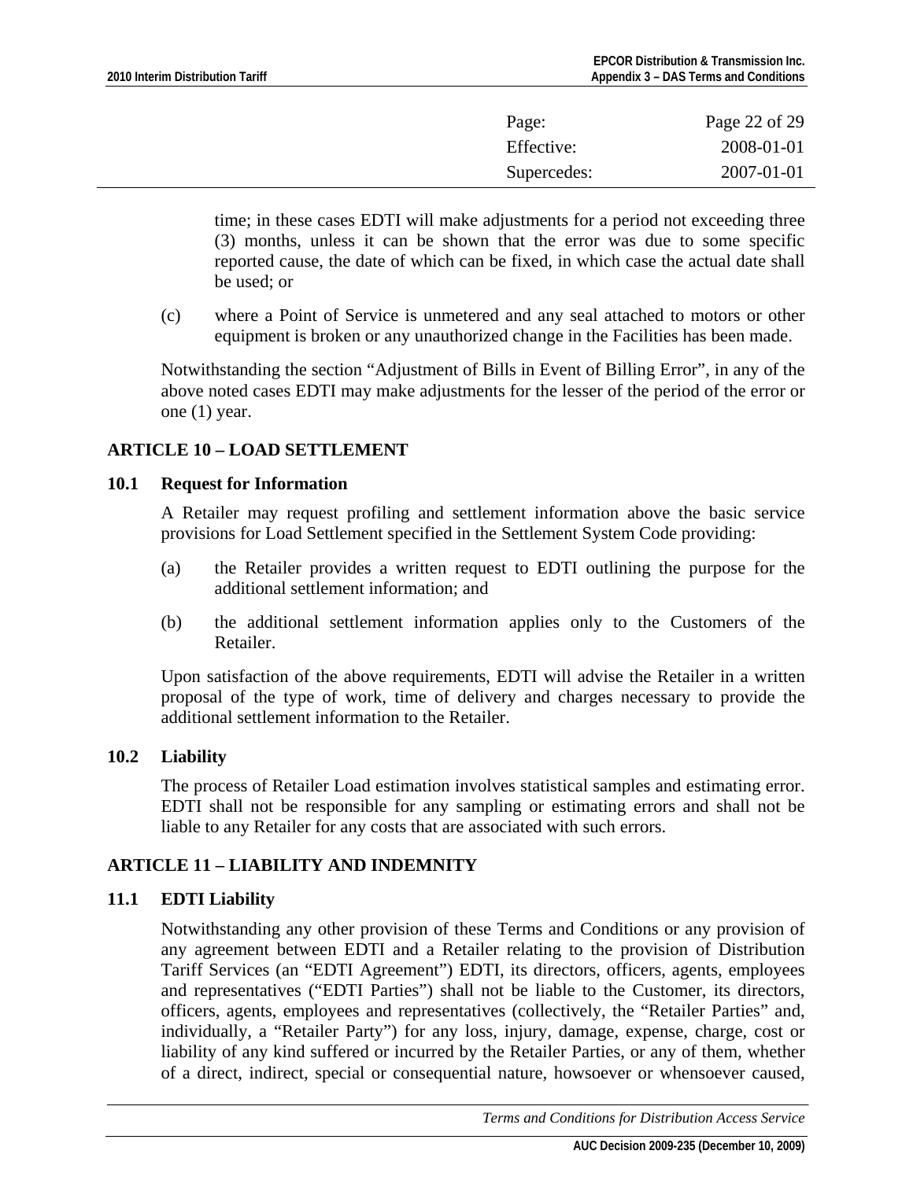time; in these cases EDTI will make adjustments for a period not exceeding three (3) months, unless it can be shown that the error was due to some specific reported cause, the date of which can be fixed, in which case the actual date shall be used; or

(c) where a Point of Service is unmetered and any seal attached to motors or other equipment is broken or any unauthorized change in the Facilities has been made.

Notwithstanding the section "Adjustment of Bills in Event of Billing Error", in any of the above noted cases EDTI may make adjustments for the lesser of the period of the error or one (1) year.

## ARTICLE 10 – LOAD SETTLEMENT

### 10.1 Request for Information

A Retailer may request profiling and settlement information above the basic service provisions for Load Settlement specified in the Settlement System Code providing:

(a) the Retailer provides a written request to EDTI outlining the purpose for the additional settlement information; and

(b) the additional settlement information applies only to the Customers of the Retailer.

Upon satisfaction of the above requirements, EDTI will advise the Retailer in a written proposal of the type of work, time of delivery and charges necessary to provide the additional settlement information to the Retailer.

### 10.2 Liability

The process of Retailer Load estimation involves statistical samples and estimating error. EDTI shall not be responsible for any sampling or estimating errors and shall not be liable to any Retailer for any costs that are associated with such errors.

## ARTICLE 11 – LIABILITY AND INDEMNITY

### 11.1 EDTI Liability

Notwithstanding any other provision of these Terms and Conditions or any provision of any agreement between EDTI and a Retailer relating to the provision of Distribution Tariff Services (an "EDTI Agreement") EDTI, its directors, officers, agents, employees and representatives ("EDTI Parties") shall not be liable to the Customer, its directors, officers, agents, employees and representatives (collectively, the "Retailer Parties" and, individually, a "Retailer Party") for any loss, injury, damage, expense, charge, cost or liability of any kind suffered or incurred by the Retailer Parties, or any of them, whether of a direct, indirect, special or consequential nature, howsoever or whensoever caused,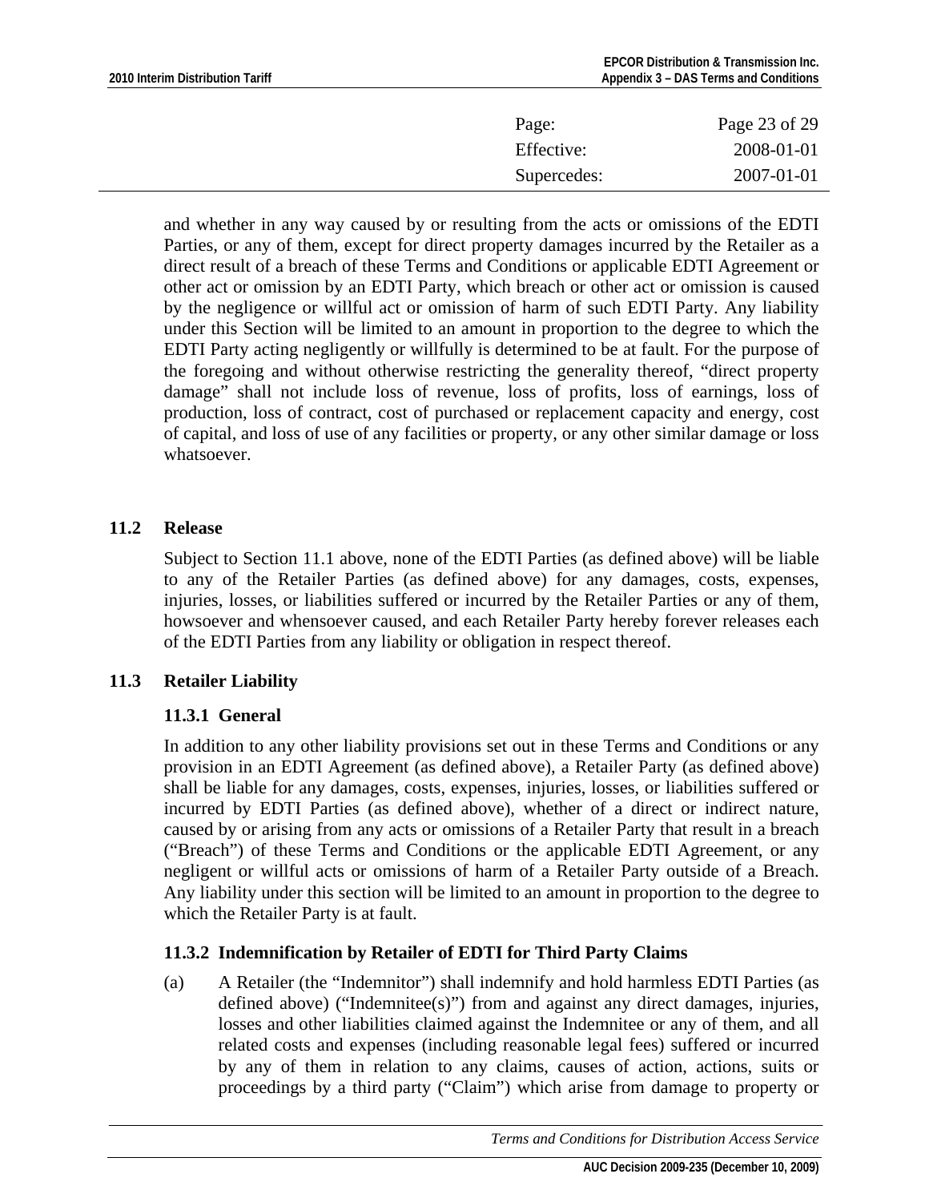and whether in any way caused by or resulting from the acts or omissions of the EDTI Parties, or any of them, except for direct property damages incurred by the Retailer as a direct result of a breach of these Terms and Conditions or applicable EDTI Agreement or other act or omission by an EDTI Party, which breach or other act or omission is caused by the negligence or willful act or omission of harm of such EDTI Party. Any liability under this Section will be limited to an amount in proportion to the degree to which the EDTI Party acting negligently or willfully is determined to be at fault. For the purpose of the foregoing and without otherwise restricting the generality thereof, "direct property damage" shall not include loss of revenue, loss of profits, loss of earnings, loss of production, loss of contract, cost of purchased or replacement capacity and energy, cost of capital, and loss of use of any facilities or property, or any other similar damage or loss whatsoever.

## 11.2 Release

Subject to Section 11.1 above, none of the EDTI Parties (as defined above) will be liable to any of the Retailer Parties (as defined above) for any damages, costs, expenses, injuries, losses, or liabilities suffered or incurred by the Retailer Parties or any of them, howsoever and whensoever caused, and each Retailer Party hereby forever releases each of the EDTI Parties from any liability or obligation in respect thereof.

## 11.3 Retailer Liability

### 11.3.1 General

In addition to any other liability provisions set out in these Terms and Conditions or any provision in an EDTI Agreement (as defined above), a Retailer Party (as defined above) shall be liable for any damages, costs, expenses, injuries, losses, or liabilities suffered or incurred by EDTI Parties (as defined above), whether of a direct or indirect nature, caused by or arising from any acts or omissions of a Retailer Party that result in a breach ("Breach") of these Terms and Conditions or the applicable EDTI Agreement, or any negligent or willful acts or omissions of harm of a Retailer Party outside of a Breach. Any liability under this section will be limited to an amount in proportion to the degree to which the Retailer Party is at fault.

### 11.3.2 Indemnification by Retailer of EDTI for Third Party Claims

(a) A Retailer (the "Indemnitor") shall indemnify and hold harmless EDTI Parties (as defined above) ("Indemnitee(s)") from and against any direct damages, injuries, losses and other liabilities claimed against the Indemnitee or any of them, and all related costs and expenses (including reasonable legal fees) suffered or incurred by any of them in relation to any claims, causes of action, actions, suits or proceedings by a third party ("Claim") which arise from damage to property or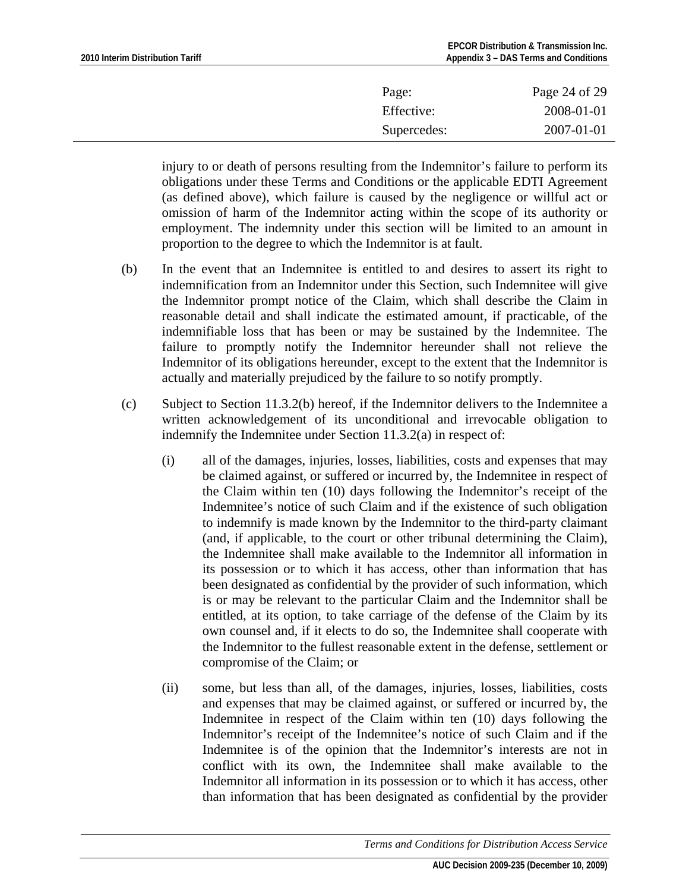injury to or death of persons resulting from the Indemnitor's failure to perform its obligations under these Terms and Conditions or the applicable EDTI Agreement (as defined above), which failure is caused by the negligence or willful act or omission of harm of the Indemnitor acting within the scope of its authority or employment. The indemnity under this section will be limited to an amount in proportion to the degree to which the Indemnitor is at fault.

(b) In the event that an Indemnitee is entitled to and desires to assert its right to indemnification from an Indemnitor under this Section, such Indemnitee will give the Indemnitor prompt notice of the Claim, which shall describe the Claim in reasonable detail and shall indicate the estimated amount, if practicable, of the indemnifiable loss that has been or may be sustained by the Indemnitee. The failure to promptly notify the Indemnitor hereunder shall not relieve the Indemnitor of its obligations hereunder, except to the extent that the Indemnitor is actually and materially prejudiced by the failure to so notify promptly.

(c) Subject to Section 11.3.2(b) hereof, if the Indemnitor delivers to the Indemnitee a written acknowledgement of its unconditional and irrevocable obligation to indemnify the Indemnitee under Section 11.3.2(a) in respect of:

(i) all of the damages, injuries, losses, liabilities, costs and expenses that may be claimed against, or suffered or incurred by, the Indemnitee in respect of the Claim within ten (10) days following the Indemnitor's receipt of the Indemnitee's notice of such Claim and if the existence of such obligation to indemnify is made known by the Indemnitor to the third-party claimant (and, if applicable, to the court or other tribunal determining the Claim), the Indemnitee shall make available to the Indemnitor all information in its possession or to which it has access, other than information that has been designated as confidential by the provider of such information, which is or may be relevant to the particular Claim and the Indemnitor shall be entitled, at its option, to take carriage of the defense of the Claim by its own counsel and, if it elects to do so, the Indemnitee shall cooperate with the Indemnitor to the fullest reasonable extent in the defense, settlement or compromise of the Claim; or

(ii) some, but less than all, of the damages, injuries, losses, liabilities, costs and expenses that may be claimed against, or suffered or incurred by, the Indemnitee in respect of the Claim within ten (10) days following the Indemnitor's receipt of the Indemnitee's notice of such Claim and if the Indemnitee is of the opinion that the Indemnitor's interests are not in conflict with its own, the Indemnitee shall make available to the Indemnitor all information in its possession or to which it has access, other than information that has been designated as confidential by the provider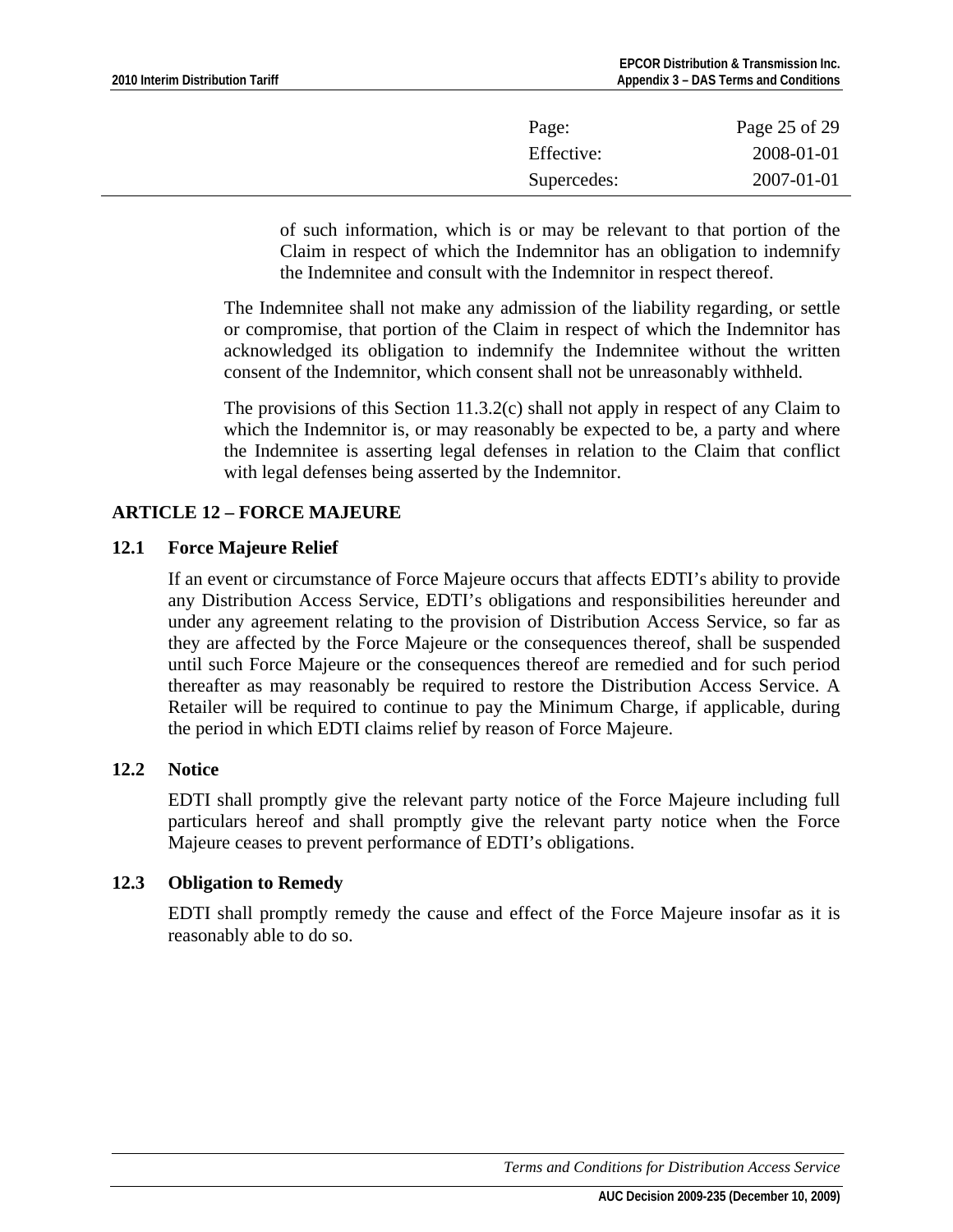of such information, which is or may be relevant to that portion of the Claim in respect of which the Indemnitor has an obligation to indemnify the Indemnitee and consult with the Indemnitor in respect thereof.

The Indemnitee shall not make any admission of the liability regarding, or settle or compromise, that portion of the Claim in respect of which the Indemnitor has acknowledged its obligation to indemnify the Indemnitee without the written consent of the Indemnitor, which consent shall not be unreasonably withheld.

The provisions of this Section 11.3.2(c) shall not apply in respect of any Claim to which the Indemnitor is, or may reasonably be expected to be, a party and where the Indemnitee is asserting legal defenses in relation to the Claim that conflict with legal defenses being asserted by the Indemnitor.

## ARTICLE 12 – FORCE MAJEURE

### 12.1 Force Majeure Relief

If an event or circumstance of Force Majeure occurs that affects EDTI's ability to provide any Distribution Access Service, EDTI's obligations and responsibilities hereunder and under any agreement relating to the provision of Distribution Access Service, so far as they are affected by the Force Majeure or the consequences thereof, shall be suspended until such Force Majeure or the consequences thereof are remedied and for such period thereafter as may reasonably be required to restore the Distribution Access Service. A Retailer will be required to continue to pay the Minimum Charge, if applicable, during the period in which EDTI claims relief by reason of Force Majeure.

### 12.2 Notice

EDTI shall promptly give the relevant party notice of the Force Majeure including full particulars hereof and shall promptly give the relevant party notice when the Force Majeure ceases to prevent performance of EDTI's obligations.

### 12.3 Obligation to Remedy

EDTI shall promptly remedy the cause and effect of the Force Majeure insofar as it is reasonably able to do so.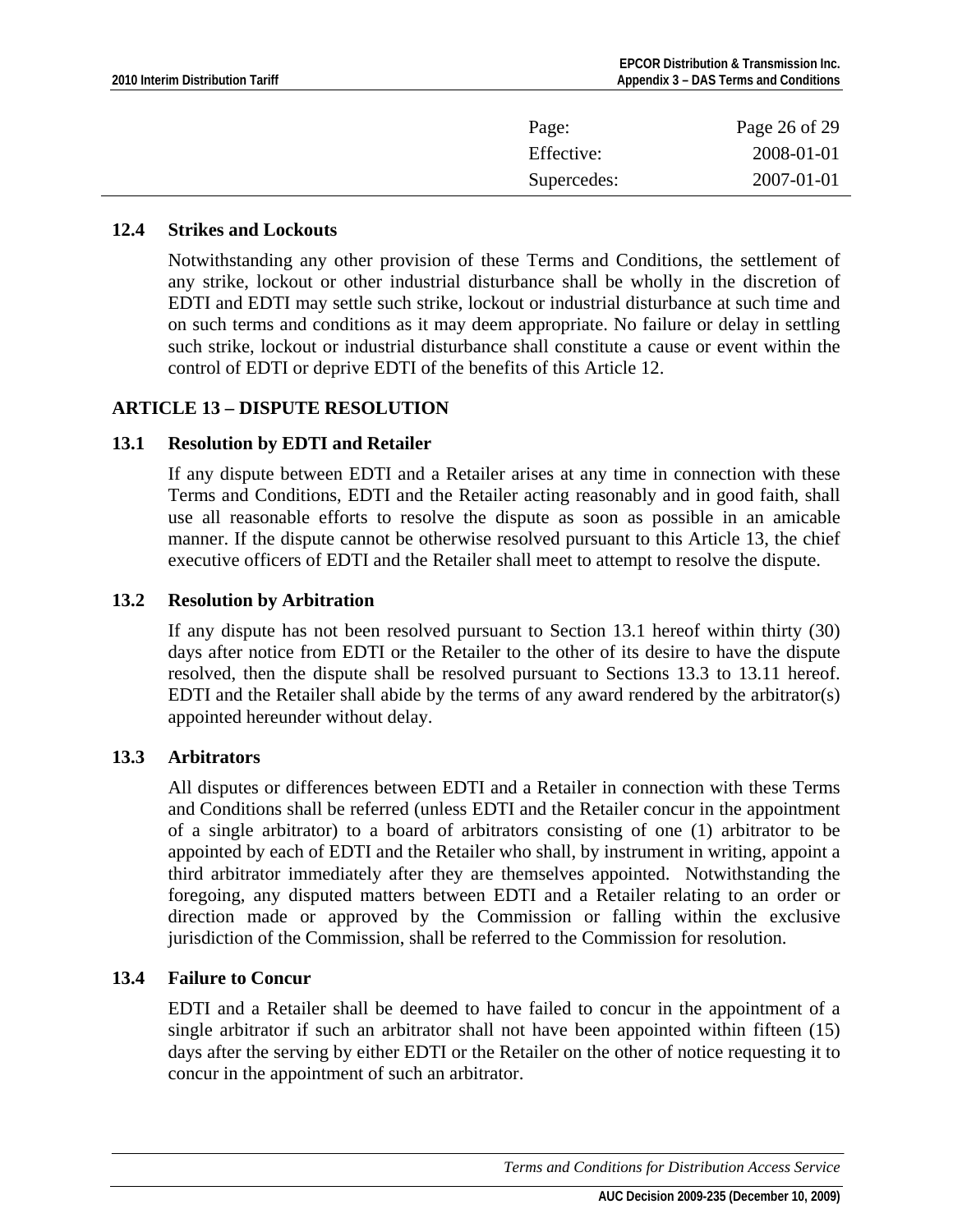### 12.4 Strikes and Lockouts

Notwithstanding any other provision of these Terms and Conditions, the settlement of any strike, lockout or other industrial disturbance shall be wholly in the discretion of EDTI and EDTI may settle such strike, lockout or industrial disturbance at such time and on such terms and conditions as it may deem appropriate. No failure or delay in settling such strike, lockout or industrial disturbance shall constitute a cause or event within the control of EDTI or deprive EDTI of the benefits of this Article 12.

## ARTICLE 13 – DISPUTE RESOLUTION

### 13.1 Resolution by EDTI and Retailer

If any dispute between EDTI and a Retailer arises at any time in connection with these Terms and Conditions, EDTI and the Retailer acting reasonably and in good faith, shall use all reasonable efforts to resolve the dispute as soon as possible in an amicable manner. If the dispute cannot be otherwise resolved pursuant to this Article 13, the chief executive officers of EDTI and the Retailer shall meet to attempt to resolve the dispute.

### 13.2 Resolution by Arbitration

If any dispute has not been resolved pursuant to Section 13.1 hereof within thirty (30) days after notice from EDTI or the Retailer to the other of its desire to have the dispute resolved, then the dispute shall be resolved pursuant to Sections 13.3 to 13.11 hereof. EDTI and the Retailer shall abide by the terms of any award rendered by the arbitrator(s) appointed hereunder without delay.

### 13.3 Arbitrators

All disputes or differences between EDTI and a Retailer in connection with these Terms and Conditions shall be referred (unless EDTI and the Retailer concur in the appointment of a single arbitrator) to a board of arbitrators consisting of one (1) arbitrator to be appointed by each of EDTI and the Retailer who shall, by instrument in writing, appoint a third arbitrator immediately after they are themselves appointed. Notwithstanding the foregoing, any disputed matters between EDTI and a Retailer relating to an order or direction made or approved by the Commission or falling within the exclusive jurisdiction of the Commission, shall be referred to the Commission for resolution.

### 13.4 Failure to Concur

EDTI and a Retailer shall be deemed to have failed to concur in the appointment of a single arbitrator if such an arbitrator shall not have been appointed within fifteen (15) days after the serving by either EDTI or the Retailer on the other of notice requesting it to concur in the appointment of such an arbitrator.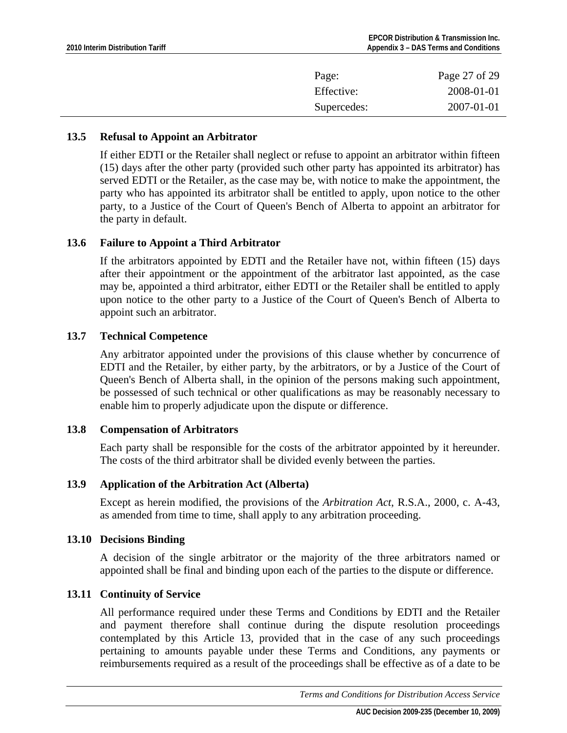### 13.5 Refusal to Appoint an Arbitrator

If either EDTI or the Retailer shall neglect or refuse to appoint an arbitrator within fifteen (15) days after the other party (provided such other party has appointed its arbitrator) has served EDTI or the Retailer, as the case may be, with notice to make the appointment, the party who has appointed its arbitrator shall be entitled to apply, upon notice to the other party, to a Justice of the Court of Queen's Bench of Alberta to appoint an arbitrator for the party in default.

### 13.6 Failure to Appoint a Third Arbitrator

If the arbitrators appointed by EDTI and the Retailer have not, within fifteen (15) days after their appointment or the appointment of the arbitrator last appointed, as the case may be, appointed a third arbitrator, either EDTI or the Retailer shall be entitled to apply upon notice to the other party to a Justice of the Court of Queen's Bench of Alberta to appoint such an arbitrator.

### 13.7 Technical Competence

Any arbitrator appointed under the provisions of this clause whether by concurrence of EDTI and the Retailer, by either party, by the arbitrators, or by a Justice of the Court of Queen's Bench of Alberta shall, in the opinion of the persons making such appointment, be possessed of such technical or other qualifications as may be reasonably necessary to enable him to properly adjudicate upon the dispute or difference.

### 13.8 Compensation of Arbitrators

Each party shall be responsible for the costs of the arbitrator appointed by it hereunder. The costs of the third arbitrator shall be divided evenly between the parties.

### 13.9 Application of the Arbitration Act (Alberta)

Except as herein modified, the provisions of the *Arbitration Act*, R.S.A., 2000, c. A-43, as amended from time to time, shall apply to any arbitration proceeding.

### 13.10 Decisions Binding

A decision of the single arbitrator or the majority of the three arbitrators named or appointed shall be final and binding upon each of the parties to the dispute or difference.

### 13.11 Continuity of Service

All performance required under these Terms and Conditions by EDTI and the Retailer and payment therefore shall continue during the dispute resolution proceedings contemplated by this Article 13, provided that in the case of any such proceedings pertaining to amounts payable under these Terms and Conditions, any payments or reimbursements required as a result of the proceedings shall be effective as of a date to be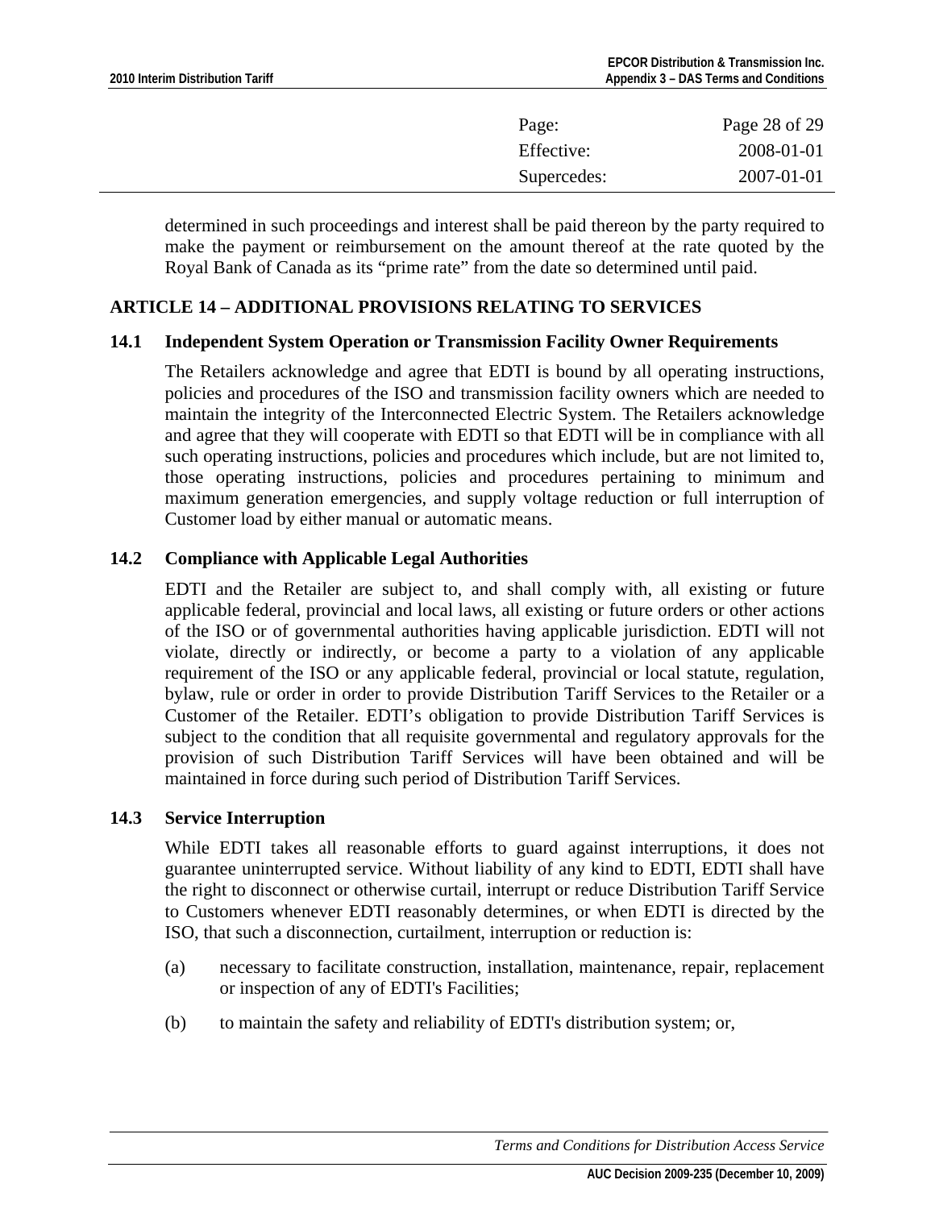determined in such proceedings and interest shall be paid thereon by the party required to make the payment or reimbursement on the amount thereof at the rate quoted by the Royal Bank of Canada as its "prime rate" from the date so determined until paid.

## ARTICLE 14 – ADDITIONAL PROVISIONS RELATING TO SERVICES

### 14.1 Independent System Operation or Transmission Facility Owner Requirements

The Retailers acknowledge and agree that EDTI is bound by all operating instructions, policies and procedures of the ISO and transmission facility owners which are needed to maintain the integrity of the Interconnected Electric System. The Retailers acknowledge and agree that they will cooperate with EDTI so that EDTI will be in compliance with all such operating instructions, policies and procedures which include, but are not limited to, those operating instructions, policies and procedures pertaining to minimum and maximum generation emergencies, and supply voltage reduction or full interruption of Customer load by either manual or automatic means.

### 14.2 Compliance with Applicable Legal Authorities

EDTI and the Retailer are subject to, and shall comply with, all existing or future applicable federal, provincial and local laws, all existing or future orders or other actions of the ISO or of governmental authorities having applicable jurisdiction. EDTI will not violate, directly or indirectly, or become a party to a violation of any applicable requirement of the ISO or any applicable federal, provincial or local statute, regulation, bylaw, rule or order in order to provide Distribution Tariff Services to the Retailer or a Customer of the Retailer. EDTI's obligation to provide Distribution Tariff Services is subject to the condition that all requisite governmental and regulatory approvals for the provision of such Distribution Tariff Services will have been obtained and will be maintained in force during such period of Distribution Tariff Services.

### 14.3 Service Interruption

While EDTI takes all reasonable efforts to guard against interruptions, it does not guarantee uninterrupted service. Without liability of any kind to EDTI, EDTI shall have the right to disconnect or otherwise curtail, interrupt or reduce Distribution Tariff Service to Customers whenever EDTI reasonably determines, or when EDTI is directed by the ISO, that such a disconnection, curtailment, interruption or reduction is:

(a) necessary to facilitate construction, installation, maintenance, repair, replacement or inspection of any of EDTI's Facilities;

(b) to maintain the safety and reliability of EDTI's distribution system; or,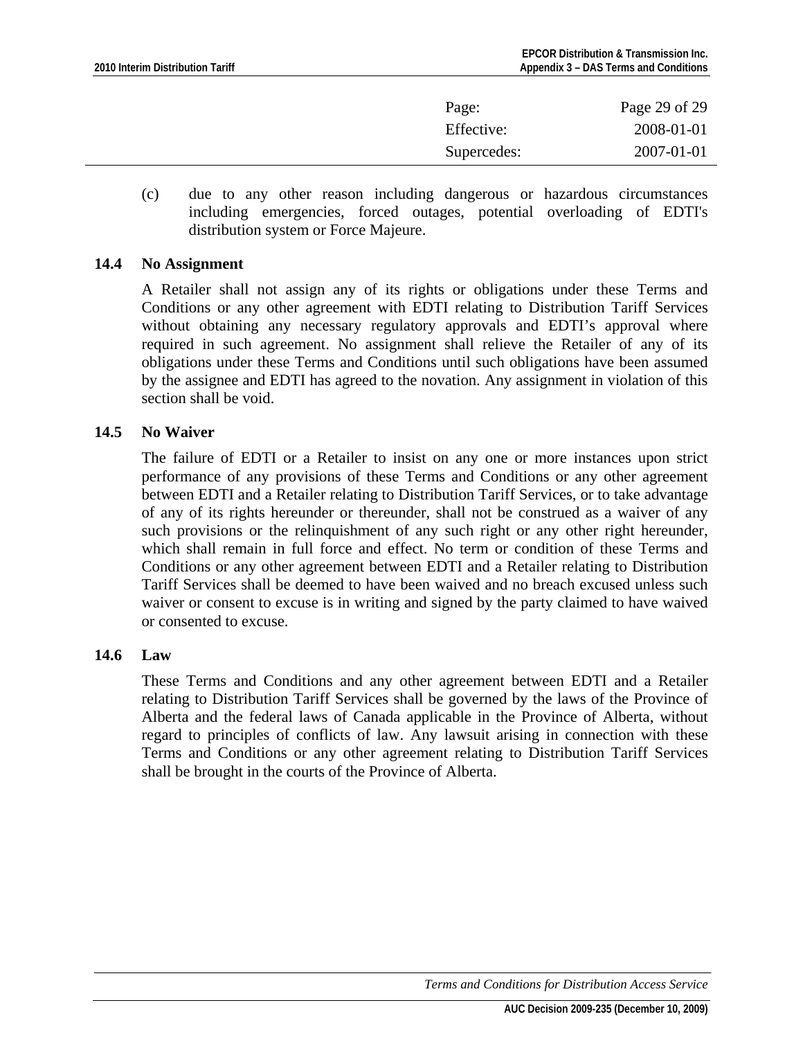(c) due to any other reason including dangerous or hazardous circumstances including emergencies, forced outages, potential overloading of EDTI's distribution system or Force Majeure.

### 14.4 No Assignment

A Retailer shall not assign any of its rights or obligations under these Terms and Conditions or any other agreement with EDTI relating to Distribution Tariff Services without obtaining any necessary regulatory approvals and EDTI's approval where required in such agreement. No assignment shall relieve the Retailer of any of its obligations under these Terms and Conditions until such obligations have been assumed by the assignee and EDTI has agreed to the novation. Any assignment in violation of this section shall be void.

### 14.5 No Waiver

The failure of EDTI or a Retailer to insist on any one or more instances upon strict performance of any provisions of these Terms and Conditions or any other agreement between EDTI and a Retailer relating to Distribution Tariff Services, or to take advantage of any of its rights hereunder or thereunder, shall not be construed as a waiver of any such provisions or the relinquishment of any such right or any other right hereunder, which shall remain in full force and effect. No term or condition of these Terms and Conditions or any other agreement between EDTI and a Retailer relating to Distribution Tariff Services shall be deemed to have been waived and no breach excused unless such waiver or consent to excuse is in writing and signed by the party claimed to have waived or consented to excuse.

### 14.6 Law

These Terms and Conditions and any other agreement between EDTI and a Retailer relating to Distribution Tariff Services shall be governed by the laws of the Province of Alberta and the federal laws of Canada applicable in the Province of Alberta, without regard to principles of conflicts of law. Any lawsuit arising in connection with these Terms and Conditions or any other agreement relating to Distribution Tariff Services shall be brought in the courts of the Province of Alberta.